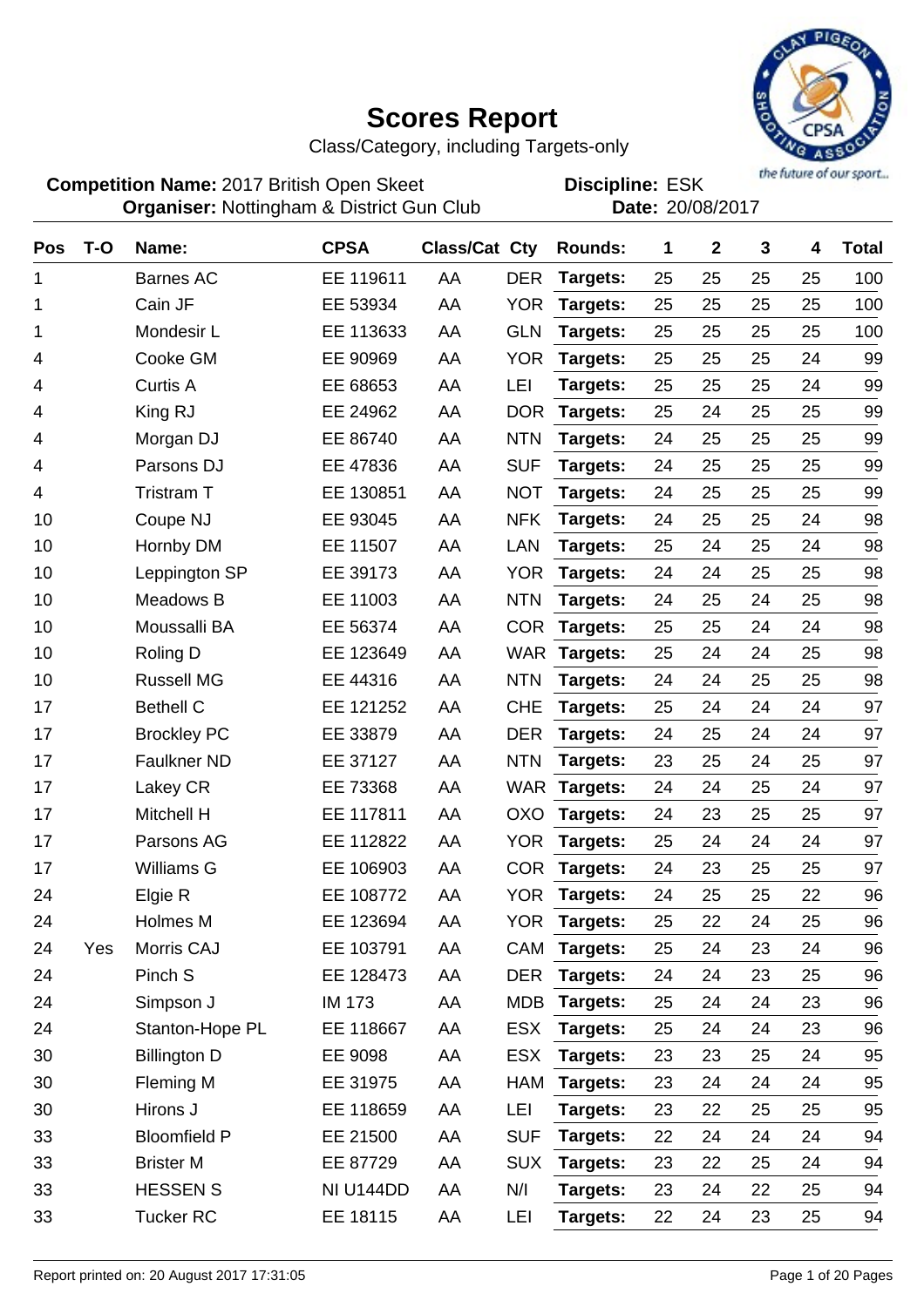# Scores Report

Class/Category, including Targets-only

**Competition Name:** 2017 British Open Skeet  **Discipline:** ESK
**Organiser:** Nottingham & District Gun Club  **Date:** 20/08/2017

| Pos | T-O | Name: | CPSA | Class/Cat | Cty | Rounds: | 1 | 2 | 3 | 4 | Total |
|---|---|---|---|---|---|---|---|---|---|---|---|
| 1 | | Barnes AC | EE 119611 | AA | DER | Targets: | 25 | 25 | 25 | 25 | 100 |
| 1 | | Cain JF | EE 53934 | AA | YOR | Targets: | 25 | 25 | 25 | 25 | 100 |
| 1 | | Mondesir L | EE 113633 | AA | GLN | Targets: | 25 | 25 | 25 | 25 | 100 |
| 4 | | Cooke GM | EE 90969 | AA | YOR | Targets: | 25 | 25 | 25 | 24 | 99 |
| 4 | | Curtis A | EE 68653 | AA | LEI | Targets: | 25 | 25 | 25 | 24 | 99 |
| 4 | | King RJ | EE 24962 | AA | DOR | Targets: | 25 | 24 | 25 | 25 | 99 |
| 4 | | Morgan DJ | EE 86740 | AA | NTN | Targets: | 24 | 25 | 25 | 25 | 99 |
| 4 | | Parsons DJ | EE 47836 | AA | SUF | Targets: | 24 | 25 | 25 | 25 | 99 |
| 4 | | Tristram T | EE 130851 | AA | NOT | Targets: | 24 | 25 | 25 | 25 | 99 |
| 10 | | Coupe NJ | EE 93045 | AA | NFK | Targets: | 24 | 25 | 25 | 24 | 98 |
| 10 | | Hornby DM | EE 11507 | AA | LAN | Targets: | 25 | 24 | 25 | 24 | 98 |
| 10 | | Leppington SP | EE 39173 | AA | YOR | Targets: | 24 | 24 | 25 | 25 | 98 |
| 10 | | Meadows B | EE 11003 | AA | NTN | Targets: | 24 | 25 | 24 | 25 | 98 |
| 10 | | Moussalli BA | EE 56374 | AA | COR | Targets: | 25 | 25 | 24 | 24 | 98 |
| 10 | | Roling D | EE 123649 | AA | WAR | Targets: | 25 | 24 | 24 | 25 | 98 |
| 10 | | Russell MG | EE 44316 | AA | NTN | Targets: | 24 | 24 | 25 | 25 | 98 |
| 17 | | Bethell C | EE 121252 | AA | CHE | Targets: | 25 | 24 | 24 | 24 | 97 |
| 17 | | Brockley PC | EE 33879 | AA | DER | Targets: | 24 | 25 | 24 | 24 | 97 |
| 17 | | Faulkner ND | EE 37127 | AA | NTN | Targets: | 23 | 25 | 24 | 25 | 97 |
| 17 | | Lakey CR | EE 73368 | AA | WAR | Targets: | 24 | 24 | 25 | 24 | 97 |
| 17 | | Mitchell H | EE 117811 | AA | OXO | Targets: | 24 | 23 | 25 | 25 | 97 |
| 17 | | Parsons AG | EE 112822 | AA | YOR | Targets: | 25 | 24 | 24 | 24 | 97 |
| 17 | | Williams G | EE 106903 | AA | COR | Targets: | 24 | 23 | 25 | 25 | 97 |
| 24 | | Elgie R | EE 108772 | AA | YOR | Targets: | 24 | 25 | 25 | 22 | 96 |
| 24 | | Holmes M | EE 123694 | AA | YOR | Targets: | 25 | 22 | 24 | 25 | 96 |
| 24 | Yes | Morris CAJ | EE 103791 | AA | CAM | Targets: | 25 | 24 | 23 | 24 | 96 |
| 24 | | Pinch S | EE 128473 | AA | DER | Targets: | 24 | 24 | 23 | 25 | 96 |
| 24 | | Simpson J | IM 173 | AA | MDB | Targets: | 25 | 24 | 24 | 23 | 96 |
| 24 | | Stanton-Hope PL | EE 118667 | AA | ESX | Targets: | 25 | 24 | 24 | 23 | 96 |
| 30 | | Billington D | EE 9098 | AA | ESX | Targets: | 23 | 23 | 25 | 24 | 95 |
| 30 | | Fleming M | EE 31975 | AA | HAM | Targets: | 23 | 24 | 24 | 24 | 95 |
| 30 | | Hirons J | EE 118659 | AA | LEI | Targets: | 23 | 22 | 25 | 25 | 95 |
| 33 | | Bloomfield P | EE 21500 | AA | SUF | Targets: | 22 | 24 | 24 | 24 | 94 |
| 33 | | Brister M | EE 87729 | AA | SUX | Targets: | 23 | 22 | 25 | 24 | 94 |
| 33 | | HESSEN S | NI U144DD | AA | N/I | Targets: | 23 | 24 | 22 | 25 | 94 |
| 33 | | Tucker RC | EE 18115 | AA | LEI | Targets: | 22 | 24 | 23 | 25 | 94 |

Report printed on: 20 August 2017 17:31:05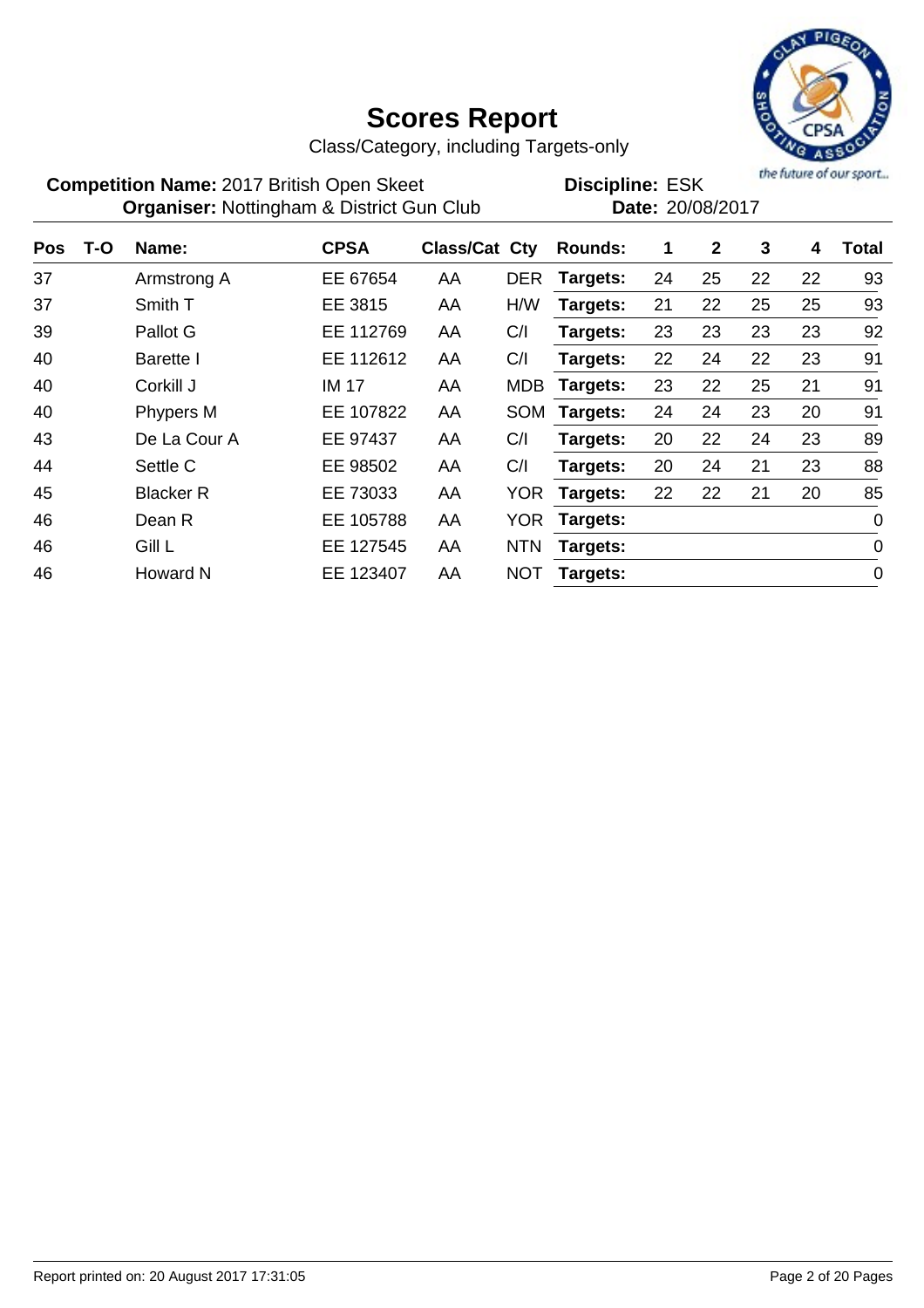# Scores Report

Class/Category, including Targets-only

**Competition Name:** 2017 British Open Skeet **Discipline:** ESK

**Organiser:** Nottingham & District Gun Club **Date:** 20/08/2017

| Pos | T-O | Name: | CPSA | Class/Cat | Cty | Rounds: | 1 | 2 | 3 | 4 | Total |
|---|---|---|---|---|---|---|---|---|---|---|---|
| 37 | | Armstrong A | EE 67654 | AA | DER | Targets: | 24 | 25 | 22 | 22 | 93 |
| 37 | | Smith T | EE 3815 | AA | H/W | Targets: | 21 | 22 | 25 | 25 | 93 |
| 39 | | Pallot G | EE 112769 | AA | C/I | Targets: | 23 | 23 | 23 | 23 | 92 |
| 40 | | Barette I | EE 112612 | AA | C/I | Targets: | 22 | 24 | 22 | 23 | 91 |
| 40 | | Corkill J | IM 17 | AA | MDB | Targets: | 23 | 22 | 25 | 21 | 91 |
| 40 | | Phypers M | EE 107822 | AA | SOM | Targets: | 24 | 24 | 23 | 20 | 91 |
| 43 | | De La Cour A | EE 97437 | AA | C/I | Targets: | 20 | 22 | 24 | 23 | 89 |
| 44 | | Settle C | EE 98502 | AA | C/I | Targets: | 20 | 24 | 21 | 23 | 88 |
| 45 | | Blacker R | EE 73033 | AA | YOR | Targets: | 22 | 22 | 21 | 20 | 85 |
| 46 | | Dean R | EE 105788 | AA | YOR | Targets: | | | | | 0 |
| 46 | | Gill L | EE 127545 | AA | NTN | Targets: | | | | | 0 |
| 46 | | Howard N | EE 123407 | AA | NOT | Targets: | | | | | 0 |

Report printed on: 20 August 2017 17:31:05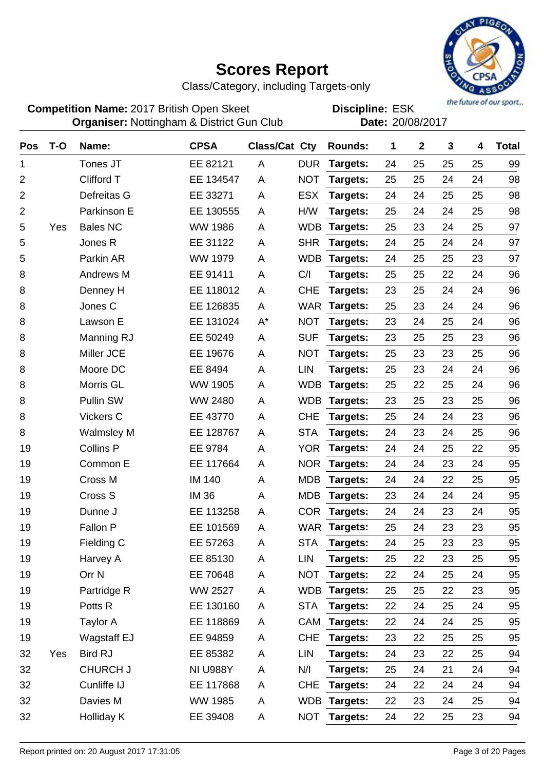# Scores Report

Class/Category, including Targets-only

**Competition Name:** 2017 British Open Skeet
**Organiser:** Nottingham & District Gun Club

**Discipline:** ESK
**Date:** 20/08/2017

| Pos | T-O | Name: | CPSA | Class/Cat | Cty | Rounds: | 1 | 2 | 3 | 4 | Total |
|---|---|---|---|---|---|---|---|---|---|---|---|
| 1 | | Tones JT | EE 82121 | A | DUR | Targets: | 24 | 25 | 25 | 25 | 99 |
| 2 | | Clifford T | EE 134547 | A | NOT | Targets: | 25 | 25 | 24 | 24 | 98 |
| 2 | | Defreitas G | EE 33271 | A | ESX | Targets: | 24 | 24 | 25 | 25 | 98 |
| 2 | | Parkinson E | EE 130555 | A | H/W | Targets: | 25 | 24 | 24 | 25 | 98 |
| 5 | Yes | Bales NC | WW 1986 | A | WDB | Targets: | 25 | 23 | 24 | 25 | 97 |
| 5 | | Jones R | EE 31122 | A | SHR | Targets: | 24 | 25 | 24 | 24 | 97 |
| 5 | | Parkin AR | WW 1979 | A | WDB | Targets: | 24 | 25 | 25 | 23 | 97 |
| 8 | | Andrews M | EE 91411 | A | C/I | Targets: | 25 | 25 | 22 | 24 | 96 |
| 8 | | Denney H | EE 118012 | A | CHE | Targets: | 23 | 25 | 24 | 24 | 96 |
| 8 | | Jones C | EE 126835 | A | WAR | Targets: | 25 | 23 | 24 | 24 | 96 |
| 8 | | Lawson E | EE 131024 | A* | NOT | Targets: | 23 | 24 | 25 | 24 | 96 |
| 8 | | Manning RJ | EE 50249 | A | SUF | Targets: | 23 | 25 | 25 | 23 | 96 |
| 8 | | Miller JCE | EE 19676 | A | NOT | Targets: | 25 | 23 | 23 | 25 | 96 |
| 8 | | Moore DC | EE 8494 | A | LIN | Targets: | 25 | 23 | 24 | 24 | 96 |
| 8 | | Morris GL | WW 1905 | A | WDB | Targets: | 25 | 22 | 25 | 24 | 96 |
| 8 | | Pullin SW | WW 2480 | A | WDB | Targets: | 23 | 25 | 23 | 25 | 96 |
| 8 | | Vickers C | EE 43770 | A | CHE | Targets: | 25 | 24 | 24 | 23 | 96 |
| 8 | | Walmsley M | EE 128767 | A | STA | Targets: | 24 | 23 | 24 | 25 | 96 |
| 19 | | Collins P | EE 9784 | A | YOR | Targets: | 24 | 24 | 25 | 22 | 95 |
| 19 | | Common E | EE 117664 | A | NOR | Targets: | 24 | 24 | 23 | 24 | 95 |
| 19 | | Cross M | IM 140 | A | MDB | Targets: | 24 | 24 | 22 | 25 | 95 |
| 19 | | Cross S | IM 36 | A | MDB | Targets: | 23 | 24 | 24 | 24 | 95 |
| 19 | | Dunne J | EE 113258 | A | COR | Targets: | 24 | 24 | 23 | 24 | 95 |
| 19 | | Fallon P | EE 101569 | A | WAR | Targets: | 25 | 24 | 23 | 23 | 95 |
| 19 | | Fielding C | EE 57263 | A | STA | Targets: | 24 | 25 | 23 | 23 | 95 |
| 19 | | Harvey A | EE 85130 | A | LIN | Targets: | 25 | 22 | 23 | 25 | 95 |
| 19 | | Orr N | EE 70648 | A | NOT | Targets: | 22 | 24 | 25 | 24 | 95 |
| 19 | | Partridge R | WW 2527 | A | WDB | Targets: | 25 | 25 | 22 | 23 | 95 |
| 19 | | Potts R | EE 130160 | A | STA | Targets: | 22 | 24 | 25 | 24 | 95 |
| 19 | | Taylor A | EE 118869 | A | CAM | Targets: | 22 | 24 | 24 | 25 | 95 |
| 19 | | Wagstaff EJ | EE 94859 | A | CHE | Targets: | 23 | 22 | 25 | 25 | 95 |
| 32 | Yes | Bird RJ | EE 85382 | A | LIN | Targets: | 24 | 23 | 22 | 25 | 94 |
| 32 | | CHURCH J | NI U988Y | A | N/I | Targets: | 25 | 24 | 21 | 24 | 94 |
| 32 | | Cunliffe IJ | EE 117868 | A | CHE | Targets: | 24 | 22 | 24 | 24 | 94 |
| 32 | | Davies M | WW 1985 | A | WDB | Targets: | 22 | 23 | 24 | 25 | 94 |
| 32 | | Holliday K | EE 39408 | A | NOT | Targets: | 24 | 22 | 25 | 23 | 94 |

Report printed on: 20 August 2017 17:31:05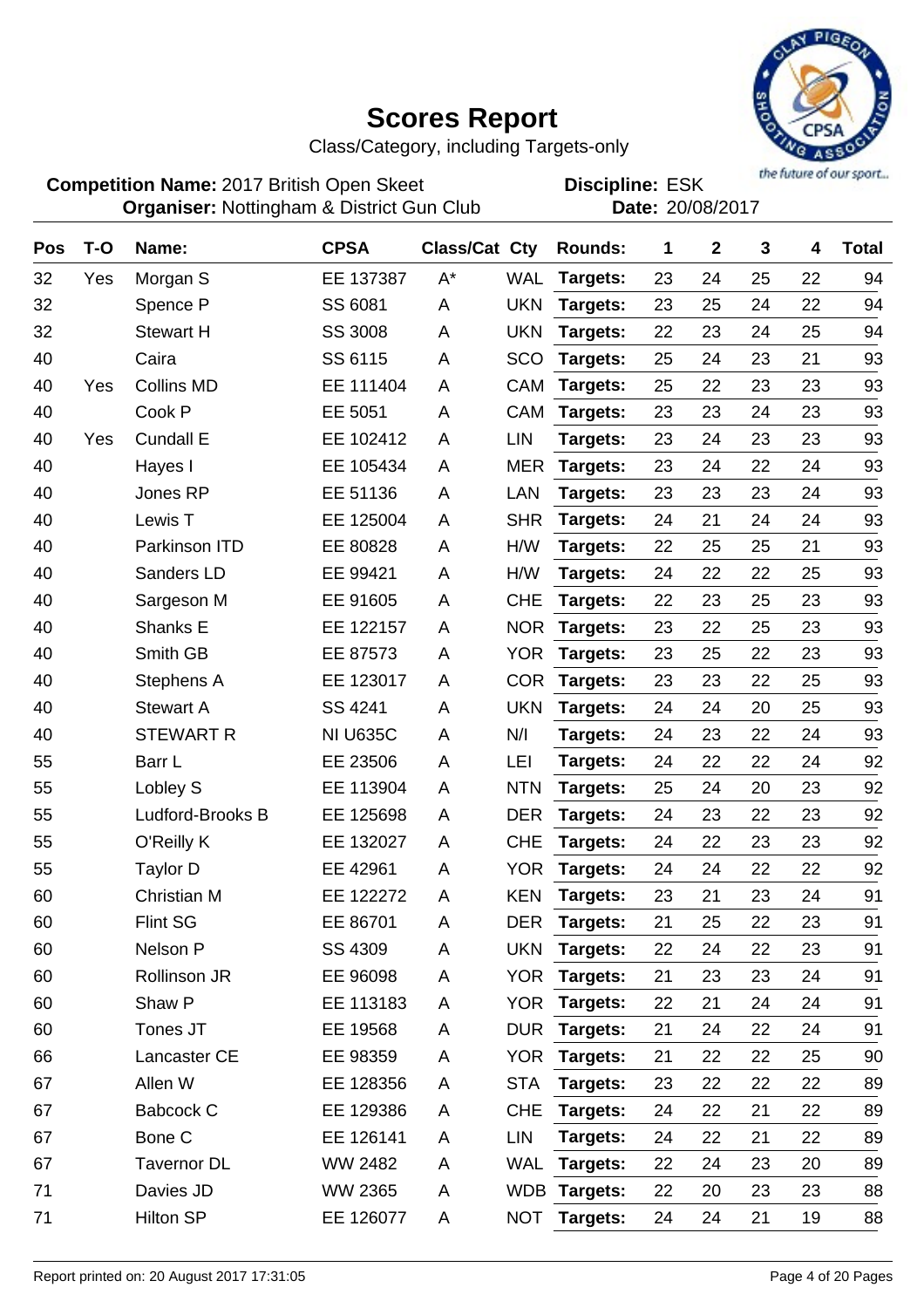# Scores Report

Class/Category, including Targets-only

**Competition Name:** 2017 British Open Skeet
**Organiser:** Nottingham & District Gun Club

**Discipline:** ESK
**Date:** 20/08/2017

| Pos | T-O | Name: | CPSA | Class/Cat | Cty | Rounds: | 1 | 2 | 3 | 4 | Total |
|---|---|---|---|---|---|---|---|---|---|---|---|
| 32 | Yes | Morgan S | EE 137387 | A* | WAL | Targets: | 23 | 24 | 25 | 22 | 94 |
| 32 | | Spence P | SS 6081 | A | UKN | Targets: | 23 | 25 | 24 | 22 | 94 |
| 32 | | Stewart H | SS 3008 | A | UKN | Targets: | 22 | 23 | 24 | 25 | 94 |
| 40 | | Caira | SS 6115 | A | SCO | Targets: | 25 | 24 | 23 | 21 | 93 |
| 40 | Yes | Collins MD | EE 111404 | A | CAM | Targets: | 25 | 22 | 23 | 23 | 93 |
| 40 | | Cook P | EE 5051 | A | CAM | Targets: | 23 | 23 | 24 | 23 | 93 |
| 40 | Yes | Cundall E | EE 102412 | A | LIN | Targets: | 23 | 24 | 23 | 23 | 93 |
| 40 | | Hayes I | EE 105434 | A | MER | Targets: | 23 | 24 | 22 | 24 | 93 |
| 40 | | Jones RP | EE 51136 | A | LAN | Targets: | 23 | 23 | 23 | 24 | 93 |
| 40 | | Lewis T | EE 125004 | A | SHR | Targets: | 24 | 21 | 24 | 24 | 93 |
| 40 | | Parkinson ITD | EE 80828 | A | H/W | Targets: | 22 | 25 | 25 | 21 | 93 |
| 40 | | Sanders LD | EE 99421 | A | H/W | Targets: | 24 | 22 | 22 | 25 | 93 |
| 40 | | Sargeson M | EE 91605 | A | CHE | Targets: | 22 | 23 | 25 | 23 | 93 |
| 40 | | Shanks E | EE 122157 | A | NOR | Targets: | 23 | 22 | 25 | 23 | 93 |
| 40 | | Smith GB | EE 87573 | A | YOR | Targets: | 23 | 25 | 22 | 23 | 93 |
| 40 | | Stephens A | EE 123017 | A | COR | Targets: | 23 | 23 | 22 | 25 | 93 |
| 40 | | Stewart A | SS 4241 | A | UKN | Targets: | 24 | 24 | 20 | 25 | 93 |
| 40 | | STEWART R | NI U635C | A | N/I | Targets: | 24 | 23 | 22 | 24 | 93 |
| 55 | | Barr L | EE 23506 | A | LEI | Targets: | 24 | 22 | 22 | 24 | 92 |
| 55 | | Lobley S | EE 113904 | A | NTN | Targets: | 25 | 24 | 20 | 23 | 92 |
| 55 | | Ludford-Brooks B | EE 125698 | A | DER | Targets: | 24 | 23 | 22 | 23 | 92 |
| 55 | | O'Reilly K | EE 132027 | A | CHE | Targets: | 24 | 22 | 23 | 23 | 92 |
| 55 | | Taylor D | EE 42961 | A | YOR | Targets: | 24 | 24 | 22 | 22 | 92 |
| 60 | | Christian M | EE 122272 | A | KEN | Targets: | 23 | 21 | 23 | 24 | 91 |
| 60 | | Flint SG | EE 86701 | A | DER | Targets: | 21 | 25 | 22 | 23 | 91 |
| 60 | | Nelson P | SS 4309 | A | UKN | Targets: | 22 | 24 | 22 | 23 | 91 |
| 60 | | Rollinson JR | EE 96098 | A | YOR | Targets: | 21 | 23 | 23 | 24 | 91 |
| 60 | | Shaw P | EE 113183 | A | YOR | Targets: | 22 | 21 | 24 | 24 | 91 |
| 60 | | Tones JT | EE 19568 | A | DUR | Targets: | 21 | 24 | 22 | 24 | 91 |
| 66 | | Lancaster CE | EE 98359 | A | YOR | Targets: | 21 | 22 | 22 | 25 | 90 |
| 67 | | Allen W | EE 128356 | A | STA | Targets: | 23 | 22 | 22 | 22 | 89 |
| 67 | | Babcock C | EE 129386 | A | CHE | Targets: | 24 | 22 | 21 | 22 | 89 |
| 67 | | Bone C | EE 126141 | A | LIN | Targets: | 24 | 22 | 21 | 22 | 89 |
| 67 | | Tavernor DL | WW 2482 | A | WAL | Targets: | 22 | 24 | 23 | 20 | 89 |
| 71 | | Davies JD | WW 2365 | A | WDB | Targets: | 22 | 20 | 23 | 23 | 88 |
| 71 | | Hilton SP | EE 126077 | A | NOT | Targets: | 24 | 24 | 21 | 19 | 88 |

Report printed on: 20 August 2017 17:31:05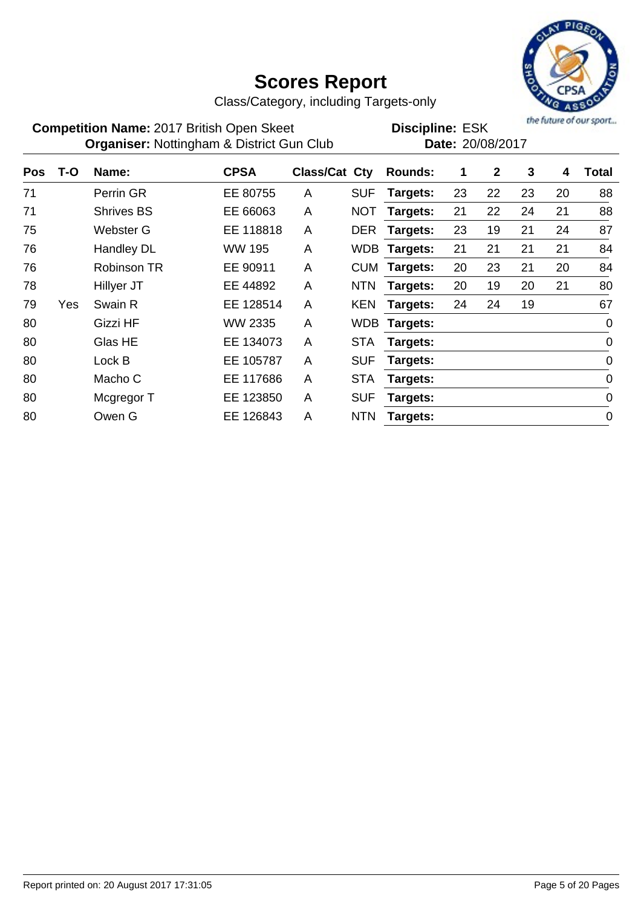# Scores Report

Class/Category, including Targets-only

**Competition Name:** 2017 British Open Skeet **Discipline:** ESK
**Organiser:** Nottingham & District Gun Club **Date:** 20/08/2017

| Pos | T-O | Name: | CPSA | Class/Cat | Cty | Rounds: | 1 | 2 | 3 | 4 | Total |
|---|---|---|---|---|---|---|---|---|---|---|---|
| 71 | | Perrin GR | EE 80755 | A | SUF | Targets: | 23 | 22 | 23 | 20 | 88 |
| 71 | | Shrives BS | EE 66063 | A | NOT | Targets: | 21 | 22 | 24 | 21 | 88 |
| 75 | | Webster G | EE 118818 | A | DER | Targets: | 23 | 19 | 21 | 24 | 87 |
| 76 | | Handley DL | WW 195 | A | WDB | Targets: | 21 | 21 | 21 | 21 | 84 |
| 76 | | Robinson TR | EE 90911 | A | CUM | Targets: | 20 | 23 | 21 | 20 | 84 |
| 78 | | Hillyer JT | EE 44892 | A | NTN | Targets: | 20 | 19 | 20 | 21 | 80 |
| 79 | Yes | Swain R | EE 128514 | A | KEN | Targets: | 24 | 24 | 19 | | 67 |
| 80 | | Gizzi HF | WW 2335 | A | WDB | Targets: | | | | | 0 |
| 80 | | Glas HE | EE 134073 | A | STA | Targets: | | | | | 0 |
| 80 | | Lock B | EE 105787 | A | SUF | Targets: | | | | | 0 |
| 80 | | Macho C | EE 117686 | A | STA | Targets: | | | | | 0 |
| 80 | | Mcgregor T | EE 123850 | A | SUF | Targets: | | | | | 0 |
| 80 | | Owen G | EE 126843 | A | NTN | Targets: | | | | | 0 |

Report printed on: 20 August 2017 17:31:05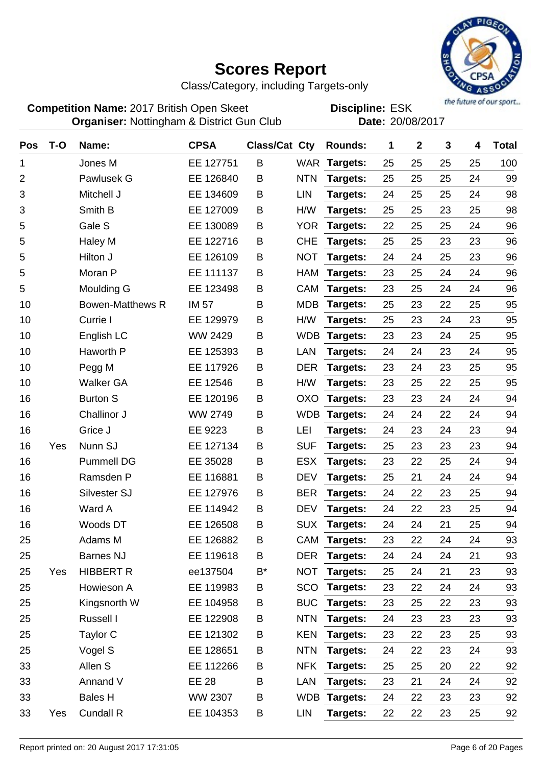# Scores Report

Class/Category, including Targets-only

**Competition Name:** 2017 British Open Skeet **Discipline:** ESK

**Organiser:** Nottingham & District Gun Club **Date:** 20/08/2017

| Pos | T-O | Name: | CPSA | Class/Cat | Cty | Rounds: | 1 | 2 | 3 | 4 | Total |
|---|---|---|---|---|---|---|---|---|---|---|---|
| 1 | | Jones M | EE 127751 | B | WAR | **Targets:** | 25 | 25 | 25 | 25 | 100 |
| 2 | | Pawlusek G | EE 126840 | B | NTN | **Targets:** | 25 | 25 | 25 | 24 | 99 |
| 3 | | Mitchell J | EE 134609 | B | LIN | **Targets:** | 24 | 25 | 25 | 24 | 98 |
| 3 | | Smith B | EE 127009 | B | H/W | **Targets:** | 25 | 25 | 23 | 25 | 98 |
| 5 | | Gale S | EE 130089 | B | YOR | **Targets:** | 22 | 25 | 25 | 24 | 96 |
| 5 | | Haley M | EE 122716 | B | CHE | **Targets:** | 25 | 25 | 23 | 23 | 96 |
| 5 | | Hilton J | EE 126109 | B | NOT | **Targets:** | 24 | 24 | 25 | 23 | 96 |
| 5 | | Moran P | EE 111137 | B | HAM | **Targets:** | 23 | 25 | 24 | 24 | 96 |
| 5 | | Moulding G | EE 123498 | B | CAM | **Targets:** | 23 | 25 | 24 | 24 | 96 |
| 10 | | Bowen-Matthews R | IM 57 | B | MDB | **Targets:** | 25 | 23 | 22 | 25 | 95 |
| 10 | | Currie I | EE 129979 | B | H/W | **Targets:** | 25 | 23 | 24 | 23 | 95 |
| 10 | | English LC | WW 2429 | B | WDB | **Targets:** | 23 | 23 | 24 | 25 | 95 |
| 10 | | Haworth P | EE 125393 | B | LAN | **Targets:** | 24 | 24 | 23 | 24 | 95 |
| 10 | | Pegg M | EE 117926 | B | DER | **Targets:** | 23 | 24 | 23 | 25 | 95 |
| 10 | | Walker GA | EE 12546 | B | H/W | **Targets:** | 23 | 25 | 22 | 25 | 95 |
| 16 | | Burton S | EE 120196 | B | OXO | **Targets:** | 23 | 23 | 24 | 24 | 94 |
| 16 | | Challinor J | WW 2749 | B | WDB | **Targets:** | 24 | 24 | 22 | 24 | 94 |
| 16 | | Grice J | EE 9223 | B | LEI | **Targets:** | 24 | 23 | 24 | 23 | 94 |
| 16 | Yes | Nunn SJ | EE 127134 | B | SUF | **Targets:** | 25 | 23 | 23 | 23 | 94 |
| 16 | | Pummell DG | EE 35028 | B | ESX | **Targets:** | 23 | 22 | 25 | 24 | 94 |
| 16 | | Ramsden P | EE 116881 | B | DEV | **Targets:** | 25 | 21 | 24 | 24 | 94 |
| 16 | | Silvester SJ | EE 127976 | B | BER | **Targets:** | 24 | 22 | 23 | 25 | 94 |
| 16 | | Ward A | EE 114942 | B | DEV | **Targets:** | 24 | 22 | 23 | 25 | 94 |
| 16 | | Woods DT | EE 126508 | B | SUX | **Targets:** | 24 | 24 | 21 | 25 | 94 |
| 25 | | Adams M | EE 126882 | B | CAM | **Targets:** | 23 | 22 | 24 | 24 | 93 |
| 25 | | Barnes NJ | EE 119618 | B | DER | **Targets:** | 24 | 24 | 24 | 21 | 93 |
| 25 | Yes | HIBBERT R | ee137504 | B* | NOT | **Targets:** | 25 | 24 | 21 | 23 | 93 |
| 25 | | Howieson A | EE 119983 | B | SCO | **Targets:** | 23 | 22 | 24 | 24 | 93 |
| 25 | | Kingsnorth W | EE 104958 | B | BUC | **Targets:** | 23 | 25 | 22 | 23 | 93 |
| 25 | | Russell I | EE 122908 | B | NTN | **Targets:** | 24 | 23 | 23 | 23 | 93 |
| 25 | | Taylor C | EE 121302 | B | KEN | **Targets:** | 23 | 22 | 23 | 25 | 93 |
| 25 | | Vogel S | EE 128651 | B | NTN | **Targets:** | 24 | 22 | 23 | 24 | 93 |
| 33 | | Allen S | EE 112266 | B | NFK | **Targets:** | 25 | 25 | 20 | 22 | 92 |
| 33 | | Annand V | EE 28 | B | LAN | **Targets:** | 23 | 21 | 24 | 24 | 92 |
| 33 | | Bales H | WW 2307 | B | WDB | **Targets:** | 24 | 22 | 23 | 23 | 92 |
| 33 | Yes | Cundall R | EE 104353 | B | LIN | **Targets:** | 22 | 22 | 23 | 25 | 92 |

Report printed on: 20 August 2017 17:31:05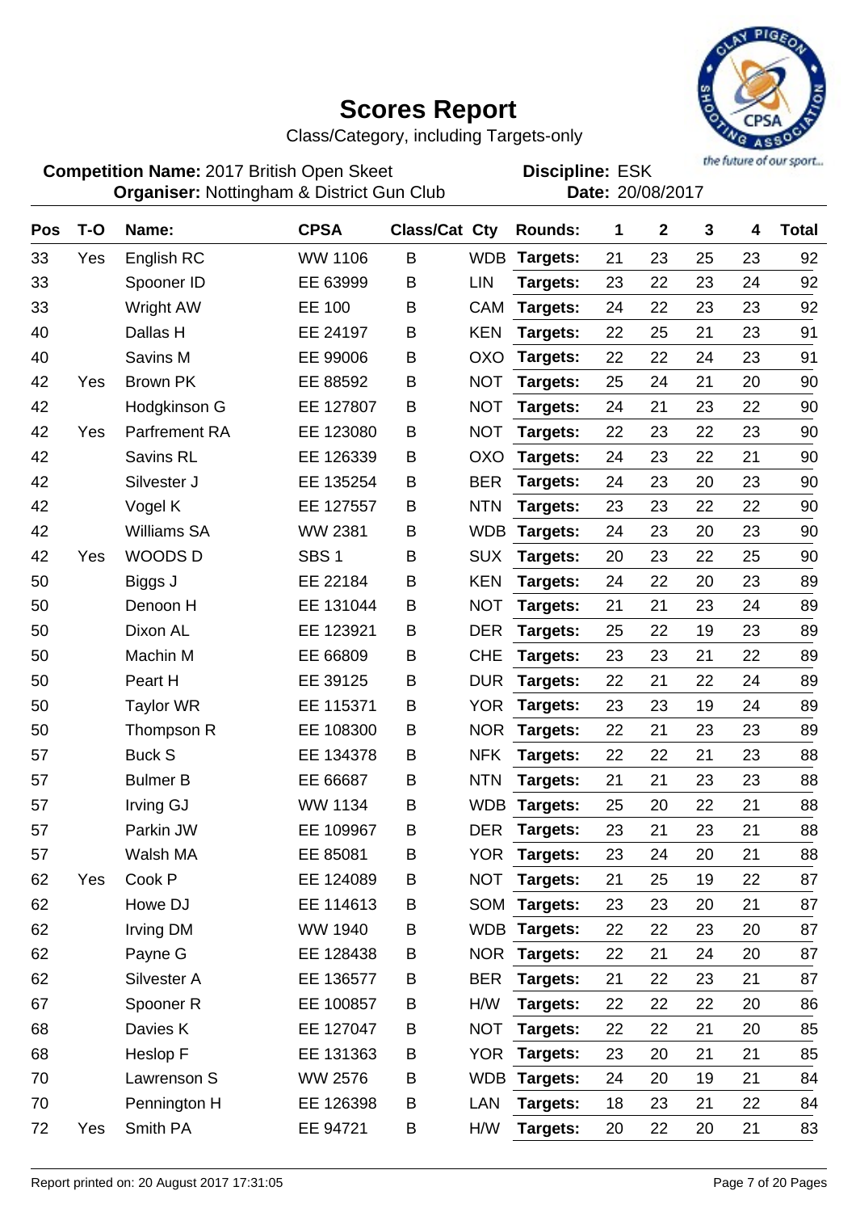# Scores Report

Class/Category, including Targets-only

**Competition Name:** 2017 British Open Skeet  
**Organiser:** Nottingham & District Gun Club

**Discipline:** ESK  
**Date:** 20/08/2017

the future of our sport...

| Pos | T-O | Name: | CPSA | Class/Cat | Cty | Rounds: | 1 | 2 | 3 | 4 | Total |
|---|---|---|---|---|---|---|---|---|---|---|---|
| 33 | Yes | English RC | WW 1106 | B | WDB | Targets: | 21 | 23 | 25 | 23 | 92 |
| 33 | | Spooner ID | EE 63999 | B | LIN | Targets: | 23 | 22 | 23 | 24 | 92 |
| 33 | | Wright AW | EE 100 | B | CAM | Targets: | 24 | 22 | 23 | 23 | 92 |
| 40 | | Dallas H | EE 24197 | B | KEN | Targets: | 22 | 25 | 21 | 23 | 91 |
| 40 | | Savins M | EE 99006 | B | OXO | Targets: | 22 | 22 | 24 | 23 | 91 |
| 42 | Yes | Brown PK | EE 88592 | B | NOT | Targets: | 25 | 24 | 21 | 20 | 90 |
| 42 | | Hodgkinson G | EE 127807 | B | NOT | Targets: | 24 | 21 | 23 | 22 | 90 |
| 42 | Yes | Parfrement RA | EE 123080 | B | NOT | Targets: | 22 | 23 | 22 | 23 | 90 |
| 42 | | Savins RL | EE 126339 | B | OXO | Targets: | 24 | 23 | 22 | 21 | 90 |
| 42 | | Silvester J | EE 135254 | B | BER | Targets: | 24 | 23 | 20 | 23 | 90 |
| 42 | | Vogel K | EE 127557 | B | NTN | Targets: | 23 | 23 | 22 | 22 | 90 |
| 42 | | Williams SA | WW 2381 | B | WDB | Targets: | 24 | 23 | 20 | 23 | 90 |
| 42 | Yes | WOODS D | SBS 1 | B | SUX | Targets: | 20 | 23 | 22 | 25 | 90 |
| 50 | | Biggs J | EE 22184 | B | KEN | Targets: | 24 | 22 | 20 | 23 | 89 |
| 50 | | Denoon H | EE 131044 | B | NOT | Targets: | 21 | 21 | 23 | 24 | 89 |
| 50 | | Dixon AL | EE 123921 | B | DER | Targets: | 25 | 22 | 19 | 23 | 89 |
| 50 | | Machin M | EE 66809 | B | CHE | Targets: | 23 | 23 | 21 | 22 | 89 |
| 50 | | Peart H | EE 39125 | B | DUR | Targets: | 22 | 21 | 22 | 24 | 89 |
| 50 | | Taylor WR | EE 115371 | B | YOR | Targets: | 23 | 23 | 19 | 24 | 89 |
| 50 | | Thompson R | EE 108300 | B | NOR | Targets: | 22 | 21 | 23 | 23 | 89 |
| 57 | | Buck S | EE 134378 | B | NFK | Targets: | 22 | 22 | 21 | 23 | 88 |
| 57 | | Bulmer B | EE 66687 | B | NTN | Targets: | 21 | 21 | 23 | 23 | 88 |
| 57 | | Irving GJ | WW 1134 | B | WDB | Targets: | 25 | 20 | 22 | 21 | 88 |
| 57 | | Parkin JW | EE 109967 | B | DER | Targets: | 23 | 21 | 23 | 21 | 88 |
| 57 | | Walsh MA | EE 85081 | B | YOR | Targets: | 23 | 24 | 20 | 21 | 88 |
| 62 | Yes | Cook P | EE 124089 | B | NOT | Targets: | 21 | 25 | 19 | 22 | 87 |
| 62 | | Howe DJ | EE 114613 | B | SOM | Targets: | 23 | 23 | 20 | 21 | 87 |
| 62 | | Irving DM | WW 1940 | B | WDB | Targets: | 22 | 22 | 23 | 20 | 87 |
| 62 | | Payne G | EE 128438 | B | NOR | Targets: | 22 | 21 | 24 | 20 | 87 |
| 62 | | Silvester A | EE 136577 | B | BER | Targets: | 21 | 22 | 23 | 21 | 87 |
| 67 | | Spooner R | EE 100857 | B | H/W | Targets: | 22 | 22 | 22 | 20 | 86 |
| 68 | | Davies K | EE 127047 | B | NOT | Targets: | 22 | 22 | 21 | 20 | 85 |
| 68 | | Heslop F | EE 131363 | B | YOR | Targets: | 23 | 20 | 21 | 21 | 85 |
| 70 | | Lawrenson S | WW 2576 | B | WDB | Targets: | 24 | 20 | 19 | 21 | 84 |
| 70 | | Pennington H | EE 126398 | B | LAN | Targets: | 18 | 23 | 21 | 22 | 84 |
| 72 | Yes | Smith PA | EE 94721 | B | H/W | Targets: | 20 | 22 | 20 | 21 | 83 |

Report printed on: 20 August 2017 17:31:05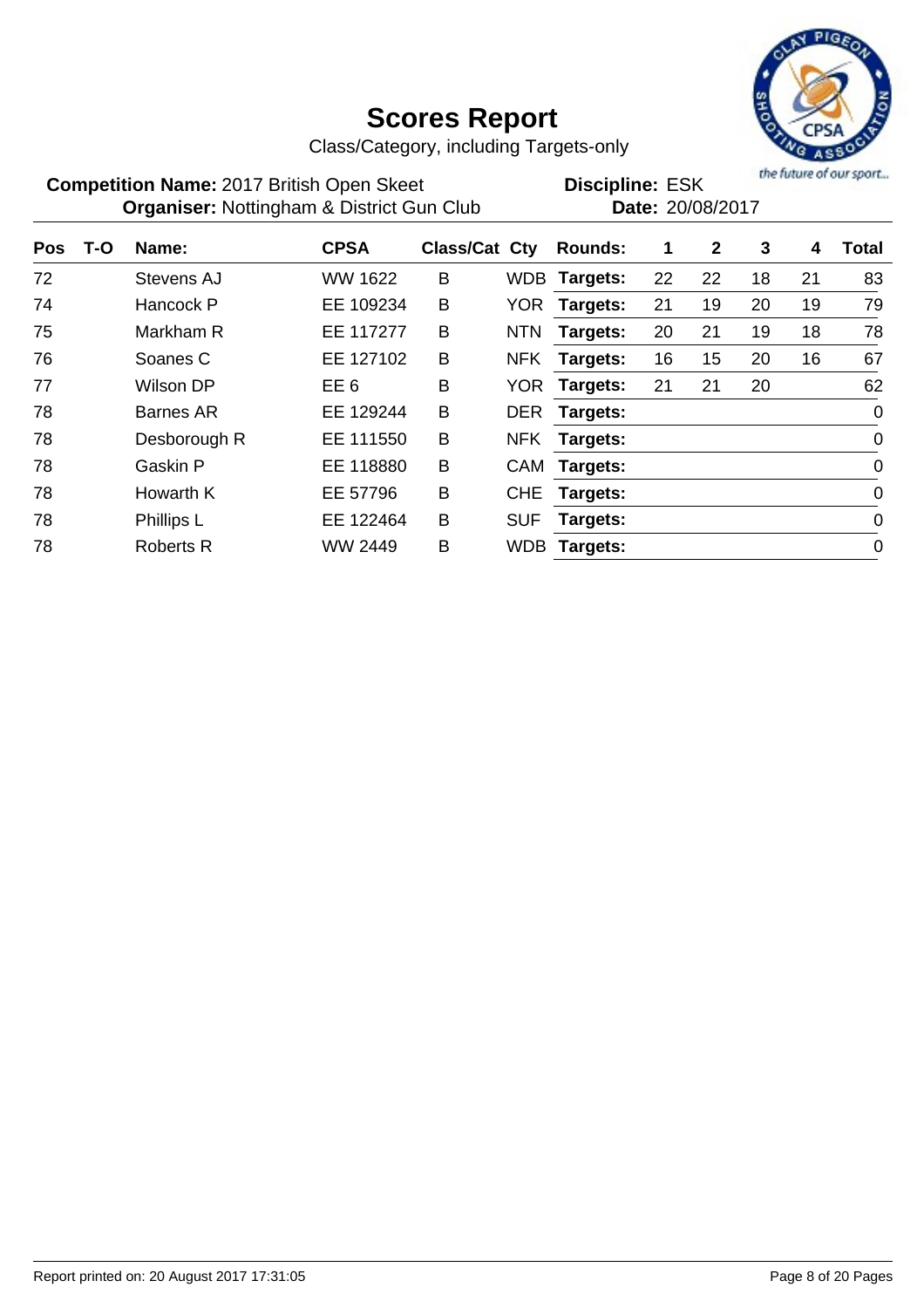# Scores Report

Class/Category, including Targets-only

**Competition Name:** 2017 British Open Skeet **Discipline:** ESK

**Organiser:** Nottingham & District Gun Club **Date:** 20/08/2017

| Pos | T-O | Name: | CPSA | Class/Cat | Cty | Rounds: | 1 | 2 | 3 | 4 | Total |
|---|---|---|---|---|---|---|---|---|---|---|---|
| 72 | | Stevens AJ | WW 1622 | B | WDB | Targets: | 22 | 22 | 18 | 21 | 83 |
| 74 | | Hancock P | EE 109234 | B | YOR | Targets: | 21 | 19 | 20 | 19 | 79 |
| 75 | | Markham R | EE 117277 | B | NTN | Targets: | 20 | 21 | 19 | 18 | 78 |
| 76 | | Soanes C | EE 127102 | B | NFK | Targets: | 16 | 15 | 20 | 16 | 67 |
| 77 | | Wilson DP | EE 6 | B | YOR | Targets: | 21 | 21 | 20 | | 62 |
| 78 | | Barnes AR | EE 129244 | B | DER | Targets: | | | | | 0 |
| 78 | | Desborough R | EE 111550 | B | NFK | Targets: | | | | | 0 |
| 78 | | Gaskin P | EE 118880 | B | CAM | Targets: | | | | | 0 |
| 78 | | Howarth K | EE 57796 | B | CHE | Targets: | | | | | 0 |
| 78 | | Phillips L | EE 122464 | B | SUF | Targets: | | | | | 0 |
| 78 | | Roberts R | WW 2449 | B | WDB | Targets: | | | | | 0 |

Report printed on: 20 August 2017 17:31:05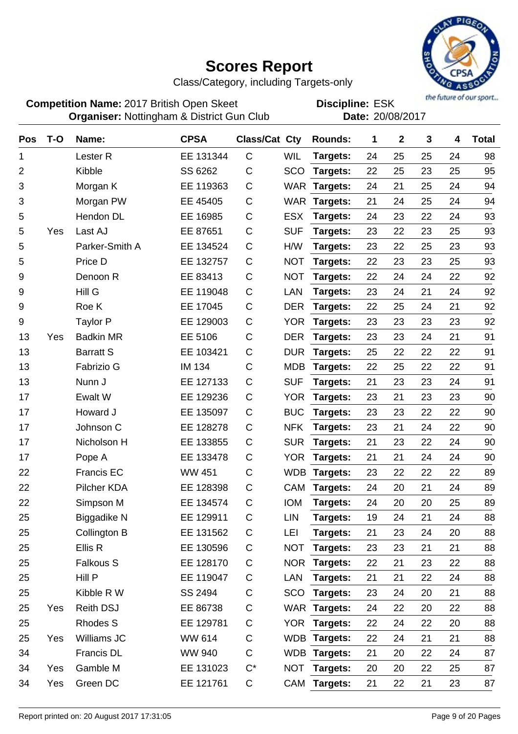# Scores Report

Class/Category, including Targets-only

**Competition Name:** 2017 British Open Skeet
**Organiser:** Nottingham & District Gun Club

**Discipline:** ESK
**Date:** 20/08/2017

| Pos | T-O | Name: | CPSA | Class/Cat | Cty | Rounds: | 1 | 2 | 3 | 4 | Total |
|---|---|---|---|---|---|---|---|---|---|---|---|
| 1 | | Lester R | EE 131344 | C | WIL | **Targets:** | 24 | 25 | 25 | 24 | 98 |
| 2 | | Kibble | SS 6262 | C | SCO | **Targets:** | 22 | 25 | 23 | 25 | 95 |
| 3 | | Morgan K | EE 119363 | C | WAR | **Targets:** | 24 | 21 | 25 | 24 | 94 |
| 3 | | Morgan PW | EE 45405 | C | WAR | **Targets:** | 21 | 24 | 25 | 24 | 94 |
| 5 | | Hendon DL | EE 16985 | C | ESX | **Targets:** | 24 | 23 | 22 | 24 | 93 |
| 5 | Yes | Last AJ | EE 87651 | C | SUF | **Targets:** | 23 | 22 | 23 | 25 | 93 |
| 5 | | Parker-Smith A | EE 134524 | C | H/W | **Targets:** | 23 | 22 | 25 | 23 | 93 |
| 5 | | Price D | EE 132757 | C | NOT | **Targets:** | 22 | 23 | 23 | 25 | 93 |
| 9 | | Denoon R | EE 83413 | C | NOT | **Targets:** | 22 | 24 | 24 | 22 | 92 |
| 9 | | Hill G | EE 119048 | C | LAN | **Targets:** | 23 | 24 | 21 | 24 | 92 |
| 9 | | Roe K | EE 17045 | C | DER | **Targets:** | 22 | 25 | 24 | 21 | 92 |
| 9 | | Taylor P | EE 129003 | C | YOR | **Targets:** | 23 | 23 | 23 | 23 | 92 |
| 13 | Yes | Badkin MR | EE 5106 | C | DER | **Targets:** | 23 | 23 | 24 | 21 | 91 |
| 13 | | Barratt S | EE 103421 | C | DUR | **Targets:** | 25 | 22 | 22 | 22 | 91 |
| 13 | | Fabrizio G | IM 134 | C | MDB | **Targets:** | 22 | 25 | 22 | 22 | 91 |
| 13 | | Nunn J | EE 127133 | C | SUF | **Targets:** | 21 | 23 | 23 | 24 | 91 |
| 17 | | Ewalt W | EE 129236 | C | YOR | **Targets:** | 23 | 21 | 23 | 23 | 90 |
| 17 | | Howard J | EE 135097 | C | BUC | **Targets:** | 23 | 23 | 22 | 22 | 90 |
| 17 | | Johnson C | EE 128278 | C | NFK | **Targets:** | 23 | 21 | 24 | 22 | 90 |
| 17 | | Nicholson H | EE 133855 | C | SUR | **Targets:** | 21 | 23 | 22 | 24 | 90 |
| 17 | | Pope A | EE 133478 | C | YOR | **Targets:** | 21 | 21 | 24 | 24 | 90 |
| 22 | | Francis EC | WW 451 | C | WDB | **Targets:** | 23 | 22 | 22 | 22 | 89 |
| 22 | | Pilcher KDA | EE 128398 | C | CAM | **Targets:** | 24 | 20 | 21 | 24 | 89 |
| 22 | | Simpson M | EE 134574 | C | IOM | **Targets:** | 24 | 20 | 20 | 25 | 89 |
| 25 | | Biggadike N | EE 129911 | C | LIN | **Targets:** | 19 | 24 | 21 | 24 | 88 |
| 25 | | Collington B | EE 131562 | C | LEI | **Targets:** | 21 | 23 | 24 | 20 | 88 |
| 25 | | Ellis R | EE 130596 | C | NOT | **Targets:** | 23 | 23 | 21 | 21 | 88 |
| 25 | | Falkous S | EE 128170 | C | NOR | **Targets:** | 22 | 21 | 23 | 22 | 88 |
| 25 | | Hill P | EE 119047 | C | LAN | **Targets:** | 21 | 21 | 22 | 24 | 88 |
| 25 | | Kibble R W | SS 2494 | C | SCO | **Targets:** | 23 | 24 | 20 | 21 | 88 |
| 25 | Yes | Reith DSJ | EE 86738 | C | WAR | **Targets:** | 24 | 22 | 20 | 22 | 88 |
| 25 | | Rhodes S | EE 129781 | C | YOR | **Targets:** | 22 | 24 | 22 | 20 | 88 |
| 25 | Yes | Williams JC | WW 614 | C | WDB | **Targets:** | 22 | 24 | 21 | 21 | 88 |
| 34 | | Francis DL | WW 940 | C | WDB | **Targets:** | 21 | 20 | 22 | 24 | 87 |
| 34 | Yes | Gamble M | EE 131023 | C* | NOT | **Targets:** | 20 | 20 | 22 | 25 | 87 |
| 34 | Yes | Green DC | EE 121761 | C | CAM | **Targets:** | 21 | 22 | 21 | 23 | 87 |

Report printed on: 20 August 2017 17:31:05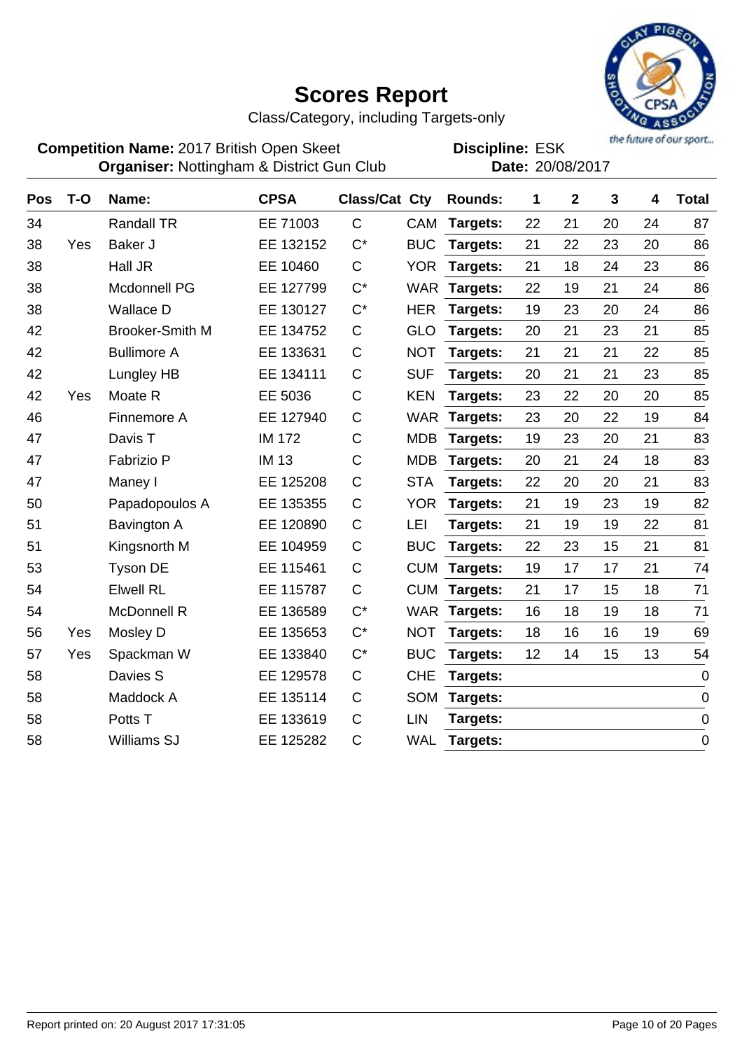# Scores Report

Class/Category, including Targets-only

**Competition Name:** 2017 British Open Skeet
**Organiser:** Nottingham & District Gun Club

**Discipline:** ESK
**Date:** 20/08/2017

| Pos | T-O | Name: | CPSA | Class/Cat | Cty | Rounds: | 1 | 2 | 3 | 4 | Total |
|---|---|---|---|---|---|---|---|---|---|---|---|
| 34 | | Randall TR | EE 71003 | C | CAM | **Targets:** | 22 | 21 | 20 | 24 | 87 |
| 38 | Yes | Baker J | EE 132152 | C* | BUC | **Targets:** | 21 | 22 | 23 | 20 | 86 |
| 38 | | Hall JR | EE 10460 | C | YOR | **Targets:** | 21 | 18 | 24 | 23 | 86 |
| 38 | | Mcdonnell PG | EE 127799 | C* | WAR | **Targets:** | 22 | 19 | 21 | 24 | 86 |
| 38 | | Wallace D | EE 130127 | C* | HER | **Targets:** | 19 | 23 | 20 | 24 | 86 |
| 42 | | Brooker-Smith M | EE 134752 | C | GLO | **Targets:** | 20 | 21 | 23 | 21 | 85 |
| 42 | | Bullimore A | EE 133631 | C | NOT | **Targets:** | 21 | 21 | 21 | 22 | 85 |
| 42 | | Lungley HB | EE 134111 | C | SUF | **Targets:** | 20 | 21 | 21 | 23 | 85 |
| 42 | Yes | Moate R | EE 5036 | C | KEN | **Targets:** | 23 | 22 | 20 | 20 | 85 |
| 46 | | Finnemore A | EE 127940 | C | WAR | **Targets:** | 23 | 20 | 22 | 19 | 84 |
| 47 | | Davis T | IM 172 | C | MDB | **Targets:** | 19 | 23 | 20 | 21 | 83 |
| 47 | | Fabrizio P | IM 13 | C | MDB | **Targets:** | 20 | 21 | 24 | 18 | 83 |
| 47 | | Maney I | EE 125208 | C | STA | **Targets:** | 22 | 20 | 20 | 21 | 83 |
| 50 | | Papadopoulos A | EE 135355 | C | YOR | **Targets:** | 21 | 19 | 23 | 19 | 82 |
| 51 | | Bavington A | EE 120890 | C | LEI | **Targets:** | 21 | 19 | 19 | 22 | 81 |
| 51 | | Kingsnorth M | EE 104959 | C | BUC | **Targets:** | 22 | 23 | 15 | 21 | 81 |
| 53 | | Tyson DE | EE 115461 | C | CUM | **Targets:** | 19 | 17 | 17 | 21 | 74 |
| 54 | | Elwell RL | EE 115787 | C | CUM | **Targets:** | 21 | 17 | 15 | 18 | 71 |
| 54 | | McDonnell R | EE 136589 | C* | WAR | **Targets:** | 16 | 18 | 19 | 18 | 71 |
| 56 | Yes | Mosley D | EE 135653 | C* | NOT | **Targets:** | 18 | 16 | 16 | 19 | 69 |
| 57 | Yes | Spackman W | EE 133840 | C* | BUC | **Targets:** | 12 | 14 | 15 | 13 | 54 |
| 58 | | Davies S | EE 129578 | C | CHE | **Targets:** | | | | | 0 |
| 58 | | Maddock A | EE 135114 | C | SOM | **Targets:** | | | | | 0 |
| 58 | | Potts T | EE 133619 | C | LIN | **Targets:** | | | | | 0 |
| 58 | | Williams SJ | EE 125282 | C | WAL | **Targets:** | | | | | 0 |

Report printed on: 20 August 2017 17:31:05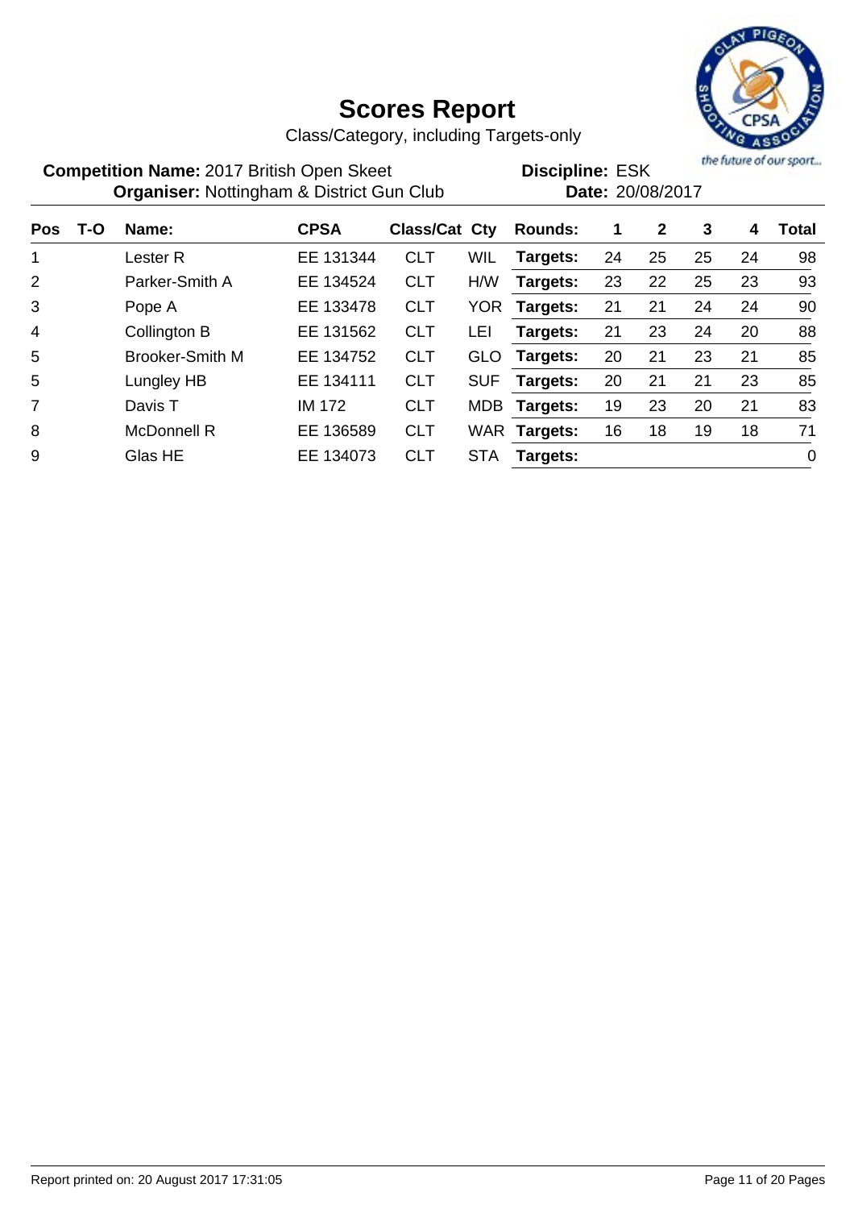# Scores Report

Class/Category, including Targets-only

**Competition Name:** 2017 British Open Skeet
**Organiser:** Nottingham & District Gun Club

**Discipline:** ESK
**Date:** 20/08/2017

| Pos | T-O | Name: | CPSA | Class/Cat | Cty | Rounds: | 1 | 2 | 3 | 4 | Total |
|---|---|---|---|---|---|---|---|---|---|---|---|
| 1 | | Lester R | EE 131344 | CLT | WIL | Targets: | 24 | 25 | 25 | 24 | 98 |
| 2 | | Parker-Smith A | EE 134524 | CLT | H/W | Targets: | 23 | 22 | 25 | 23 | 93 |
| 3 | | Pope A | EE 133478 | CLT | YOR | Targets: | 21 | 21 | 24 | 24 | 90 |
| 4 | | Collington B | EE 131562 | CLT | LEI | Targets: | 21 | 23 | 24 | 20 | 88 |
| 5 | | Brooker-Smith M | EE 134752 | CLT | GLO | Targets: | 20 | 21 | 23 | 21 | 85 |
| 5 | | Lungley HB | EE 134111 | CLT | SUF | Targets: | 20 | 21 | 21 | 23 | 85 |
| 7 | | Davis T | IM 172 | CLT | MDB | Targets: | 19 | 23 | 20 | 21 | 83 |
| 8 | | McDonnell R | EE 136589 | CLT | WAR | Targets: | 16 | 18 | 19 | 18 | 71 |
| 9 | | Glas HE | EE 134073 | CLT | STA | Targets: | | | | | 0 |

Report printed on: 20 August 2017 17:31:05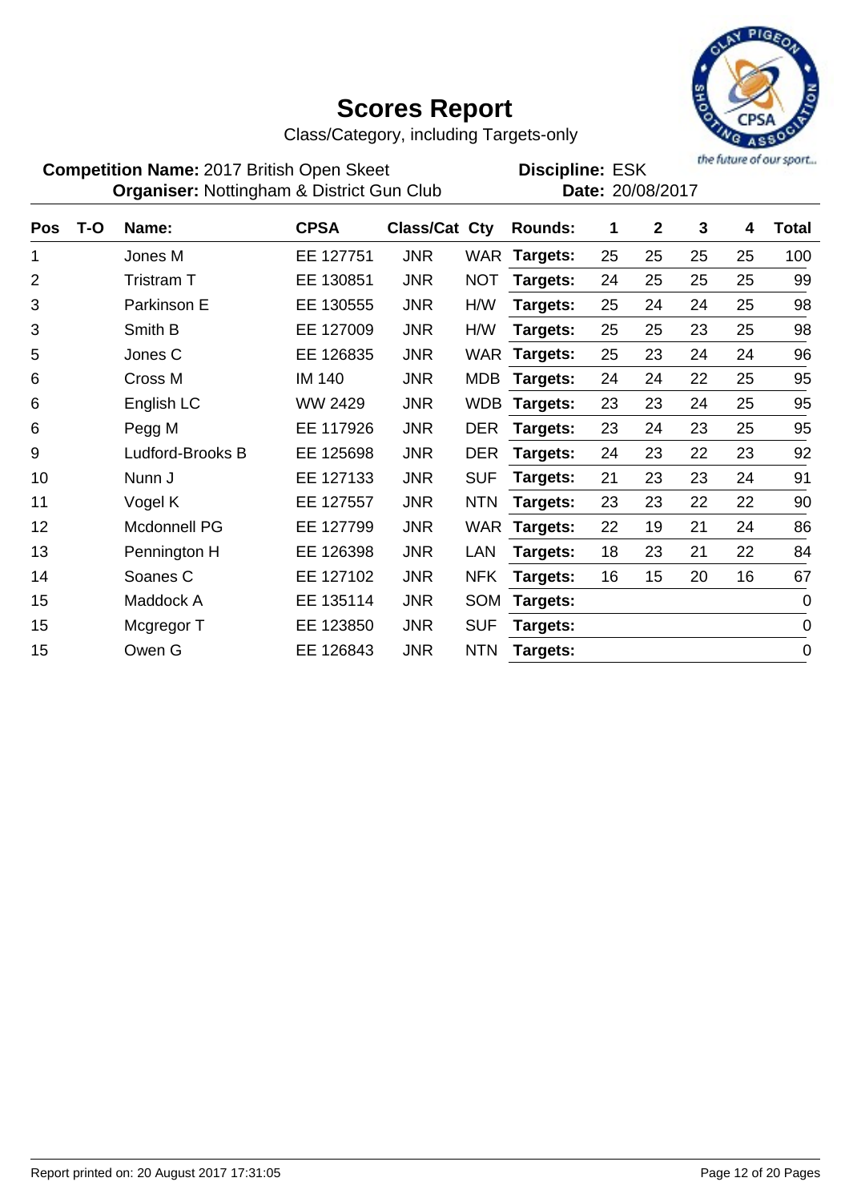# Scores Report

Class/Category, including Targets-only

**Competition Name:** 2017 British Open Skeet
**Organiser:** Nottingham & District Gun Club

**Discipline:** ESK
**Date:** 20/08/2017

| Pos | T-O | Name: | CPSA | Class/Cat | Cty | Rounds: | 1 | 2 | 3 | 4 | Total |
|---|---|---|---|---|---|---|---|---|---|---|---|
| 1 | | Jones M | EE 127751 | JNR | WAR | **Targets:** | 25 | 25 | 25 | 25 | 100 |
| 2 | | Tristram T | EE 130851 | JNR | NOT | **Targets:** | 24 | 25 | 25 | 25 | 99 |
| 3 | | Parkinson E | EE 130555 | JNR | H/W | **Targets:** | 25 | 24 | 24 | 25 | 98 |
| 3 | | Smith B | EE 127009 | JNR | H/W | **Targets:** | 25 | 25 | 23 | 25 | 98 |
| 5 | | Jones C | EE 126835 | JNR | WAR | **Targets:** | 25 | 23 | 24 | 24 | 96 |
| 6 | | Cross M | IM 140 | JNR | MDB | **Targets:** | 24 | 24 | 22 | 25 | 95 |
| 6 | | English LC | WW 2429 | JNR | WDB | **Targets:** | 23 | 23 | 24 | 25 | 95 |
| 6 | | Pegg M | EE 117926 | JNR | DER | **Targets:** | 23 | 24 | 23 | 25 | 95 |
| 9 | | Ludford-Brooks B | EE 125698 | JNR | DER | **Targets:** | 24 | 23 | 22 | 23 | 92 |
| 10 | | Nunn J | EE 127133 | JNR | SUF | **Targets:** | 21 | 23 | 23 | 24 | 91 |
| 11 | | Vogel K | EE 127557 | JNR | NTN | **Targets:** | 23 | 23 | 22 | 22 | 90 |
| 12 | | Mcdonnell PG | EE 127799 | JNR | WAR | **Targets:** | 22 | 19 | 21 | 24 | 86 |
| 13 | | Pennington H | EE 126398 | JNR | LAN | **Targets:** | 18 | 23 | 21 | 22 | 84 |
| 14 | | Soanes C | EE 127102 | JNR | NFK | **Targets:** | 16 | 15 | 20 | 16 | 67 |
| 15 | | Maddock A | EE 135114 | JNR | SOM | **Targets:** | | | | | 0 |
| 15 | | Mcgregor T | EE 123850 | JNR | SUF | **Targets:** | | | | | 0 |
| 15 | | Owen G | EE 126843 | JNR | NTN | **Targets:** | | | | | 0 |

Report printed on: 20 August 2017 17:31:05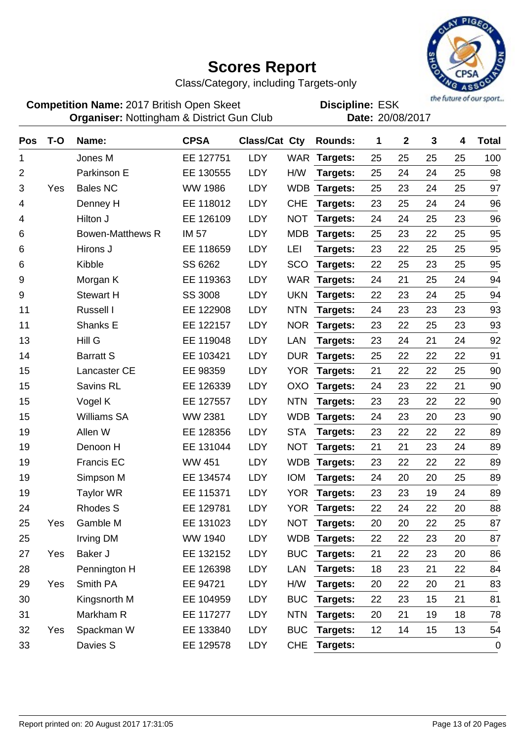# Scores Report

Class/Category, including Targets-only

**Competition Name:** 2017 British Open Skeet
**Organiser:** Nottingham & District Gun Club

**Discipline:** ESK
**Date:** 20/08/2017

the future of our sport...

| Pos | T-O | Name: | CPSA | Class/Cat | Cty | Rounds: | 1 | 2 | 3 | 4 | Total |
|---|---|---|---|---|---|---|---|---|---|---|---|
| 1 | | Jones M | EE 127751 | LDY | WAR | Targets: | 25 | 25 | 25 | 25 | 100 |
| 2 | | Parkinson E | EE 130555 | LDY | H/W | Targets: | 25 | 24 | 24 | 25 | 98 |
| 3 | Yes | Bales NC | WW 1986 | LDY | WDB | Targets: | 25 | 23 | 24 | 25 | 97 |
| 4 | | Denney H | EE 118012 | LDY | CHE | Targets: | 23 | 25 | 24 | 24 | 96 |
| 4 | | Hilton J | EE 126109 | LDY | NOT | Targets: | 24 | 24 | 25 | 23 | 96 |
| 6 | | Bowen-Matthews R | IM 57 | LDY | MDB | Targets: | 25 | 23 | 22 | 25 | 95 |
| 6 | | Hirons J | EE 118659 | LDY | LEI | Targets: | 23 | 22 | 25 | 25 | 95 |
| 6 | | Kibble | SS 6262 | LDY | SCO | Targets: | 22 | 25 | 23 | 25 | 95 |
| 9 | | Morgan K | EE 119363 | LDY | WAR | Targets: | 24 | 21 | 25 | 24 | 94 |
| 9 | | Stewart H | SS 3008 | LDY | UKN | Targets: | 22 | 23 | 24 | 25 | 94 |
| 11 | | Russell I | EE 122908 | LDY | NTN | Targets: | 24 | 23 | 23 | 23 | 93 |
| 11 | | Shanks E | EE 122157 | LDY | NOR | Targets: | 23 | 22 | 25 | 23 | 93 |
| 13 | | Hill G | EE 119048 | LDY | LAN | Targets: | 23 | 24 | 21 | 24 | 92 |
| 14 | | Barratt S | EE 103421 | LDY | DUR | Targets: | 25 | 22 | 22 | 22 | 91 |
| 15 | | Lancaster CE | EE 98359 | LDY | YOR | Targets: | 21 | 22 | 22 | 25 | 90 |
| 15 | | Savins RL | EE 126339 | LDY | OXO | Targets: | 24 | 23 | 22 | 21 | 90 |
| 15 | | Vogel K | EE 127557 | LDY | NTN | Targets: | 23 | 23 | 22 | 22 | 90 |
| 15 | | Williams SA | WW 2381 | LDY | WDB | Targets: | 24 | 23 | 20 | 23 | 90 |
| 19 | | Allen W | EE 128356 | LDY | STA | Targets: | 23 | 22 | 22 | 22 | 89 |
| 19 | | Denoon H | EE 131044 | LDY | NOT | Targets: | 21 | 21 | 23 | 24 | 89 |
| 19 | | Francis EC | WW 451 | LDY | WDB | Targets: | 23 | 22 | 22 | 22 | 89 |
| 19 | | Simpson M | EE 134574 | LDY | IOM | Targets: | 24 | 20 | 20 | 25 | 89 |
| 19 | | Taylor WR | EE 115371 | LDY | YOR | Targets: | 23 | 23 | 19 | 24 | 89 |
| 24 | | Rhodes S | EE 129781 | LDY | YOR | Targets: | 22 | 24 | 22 | 20 | 88 |
| 25 | Yes | Gamble M | EE 131023 | LDY | NOT | Targets: | 20 | 20 | 22 | 25 | 87 |
| 25 | | Irving DM | WW 1940 | LDY | WDB | Targets: | 22 | 22 | 23 | 20 | 87 |
| 27 | Yes | Baker J | EE 132152 | LDY | BUC | Targets: | 21 | 22 | 23 | 20 | 86 |
| 28 | | Pennington H | EE 126398 | LDY | LAN | Targets: | 18 | 23 | 21 | 22 | 84 |
| 29 | Yes | Smith PA | EE 94721 | LDY | H/W | Targets: | 20 | 22 | 20 | 21 | 83 |
| 30 | | Kingsnorth M | EE 104959 | LDY | BUC | Targets: | 22 | 23 | 15 | 21 | 81 |
| 31 | | Markham R | EE 117277 | LDY | NTN | Targets: | 20 | 21 | 19 | 18 | 78 |
| 32 | Yes | Spackman W | EE 133840 | LDY | BUC | Targets: | 12 | 14 | 15 | 13 | 54 |
| 33 | | Davies S | EE 129578 | LDY | CHE | Targets: | | | | | 0 |

Report printed on: 20 August 2017 17:31:05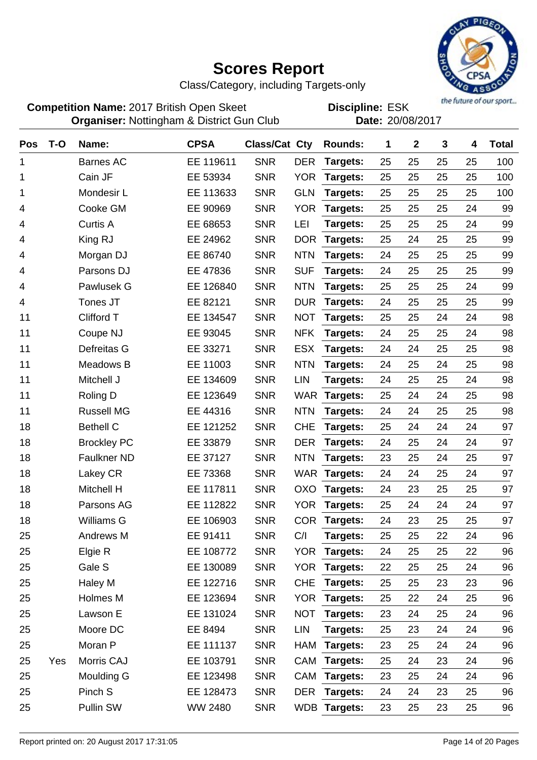# Scores Report

Class/Category, including Targets-only

**Competition Name:** 2017 British Open Skeet
**Organiser:** Nottingham & District Gun Club

**Discipline:** ESK
**Date:** 20/08/2017

| Pos | T-O | Name: | CPSA | Class/Cat | Cty | Rounds: | 1 | 2 | 3 | 4 | Total |
|---|---|---|---|---|---|---|---|---|---|---|---|
| 1 | | Barnes AC | EE 119611 | SNR | DER | Targets: | 25 | 25 | 25 | 25 | 100 |
| 1 | | Cain JF | EE 53934 | SNR | YOR | Targets: | 25 | 25 | 25 | 25 | 100 |
| 1 | | Mondesir L | EE 113633 | SNR | GLN | Targets: | 25 | 25 | 25 | 25 | 100 |
| 4 | | Cooke GM | EE 90969 | SNR | YOR | Targets: | 25 | 25 | 25 | 24 | 99 |
| 4 | | Curtis A | EE 68653 | SNR | LEI | Targets: | 25 | 25 | 25 | 24 | 99 |
| 4 | | King RJ | EE 24962 | SNR | DOR | Targets: | 25 | 24 | 25 | 25 | 99 |
| 4 | | Morgan DJ | EE 86740 | SNR | NTN | Targets: | 24 | 25 | 25 | 25 | 99 |
| 4 | | Parsons DJ | EE 47836 | SNR | SUF | Targets: | 24 | 25 | 25 | 25 | 99 |
| 4 | | Pawlusek G | EE 126840 | SNR | NTN | Targets: | 25 | 25 | 25 | 24 | 99 |
| 4 | | Tones JT | EE 82121 | SNR | DUR | Targets: | 24 | 25 | 25 | 25 | 99 |
| 11 | | Clifford T | EE 134547 | SNR | NOT | Targets: | 25 | 25 | 24 | 24 | 98 |
| 11 | | Coupe NJ | EE 93045 | SNR | NFK | Targets: | 24 | 25 | 25 | 24 | 98 |
| 11 | | Defreitas G | EE 33271 | SNR | ESX | Targets: | 24 | 24 | 25 | 25 | 98 |
| 11 | | Meadows B | EE 11003 | SNR | NTN | Targets: | 24 | 25 | 24 | 25 | 98 |
| 11 | | Mitchell J | EE 134609 | SNR | LIN | Targets: | 24 | 25 | 25 | 24 | 98 |
| 11 | | Roling D | EE 123649 | SNR | WAR | Targets: | 25 | 24 | 24 | 25 | 98 |
| 11 | | Russell MG | EE 44316 | SNR | NTN | Targets: | 24 | 24 | 25 | 25 | 98 |
| 18 | | Bethell C | EE 121252 | SNR | CHE | Targets: | 25 | 24 | 24 | 24 | 97 |
| 18 | | Brockley PC | EE 33879 | SNR | DER | Targets: | 24 | 25 | 24 | 24 | 97 |
| 18 | | Faulkner ND | EE 37127 | SNR | NTN | Targets: | 23 | 25 | 24 | 25 | 97 |
| 18 | | Lakey CR | EE 73368 | SNR | WAR | Targets: | 24 | 24 | 25 | 24 | 97 |
| 18 | | Mitchell H | EE 117811 | SNR | OXO | Targets: | 24 | 23 | 25 | 25 | 97 |
| 18 | | Parsons AG | EE 112822 | SNR | YOR | Targets: | 25 | 24 | 24 | 24 | 97 |
| 18 | | Williams G | EE 106903 | SNR | COR | Targets: | 24 | 23 | 25 | 25 | 97 |
| 25 | | Andrews M | EE 91411 | SNR | C/I | Targets: | 25 | 25 | 22 | 24 | 96 |
| 25 | | Elgie R | EE 108772 | SNR | YOR | Targets: | 24 | 25 | 25 | 22 | 96 |
| 25 | | Gale S | EE 130089 | SNR | YOR | Targets: | 22 | 25 | 25 | 24 | 96 |
| 25 | | Haley M | EE 122716 | SNR | CHE | Targets: | 25 | 25 | 23 | 23 | 96 |
| 25 | | Holmes M | EE 123694 | SNR | YOR | Targets: | 25 | 22 | 24 | 25 | 96 |
| 25 | | Lawson E | EE 131024 | SNR | NOT | Targets: | 23 | 24 | 25 | 24 | 96 |
| 25 | | Moore DC | EE 8494 | SNR | LIN | Targets: | 25 | 23 | 24 | 24 | 96 |
| 25 | | Moran P | EE 111137 | SNR | HAM | Targets: | 23 | 25 | 24 | 24 | 96 |
| 25 | Yes | Morris CAJ | EE 103791 | SNR | CAM | Targets: | 25 | 24 | 23 | 24 | 96 |
| 25 | | Moulding G | EE 123498 | SNR | CAM | Targets: | 23 | 25 | 24 | 24 | 96 |
| 25 | | Pinch S | EE 128473 | SNR | DER | Targets: | 24 | 24 | 23 | 25 | 96 |
| 25 | | Pullin SW | WW 2480 | SNR | WDB | Targets: | 23 | 25 | 23 | 25 | 96 |

Report printed on: 20 August 2017 17:31:05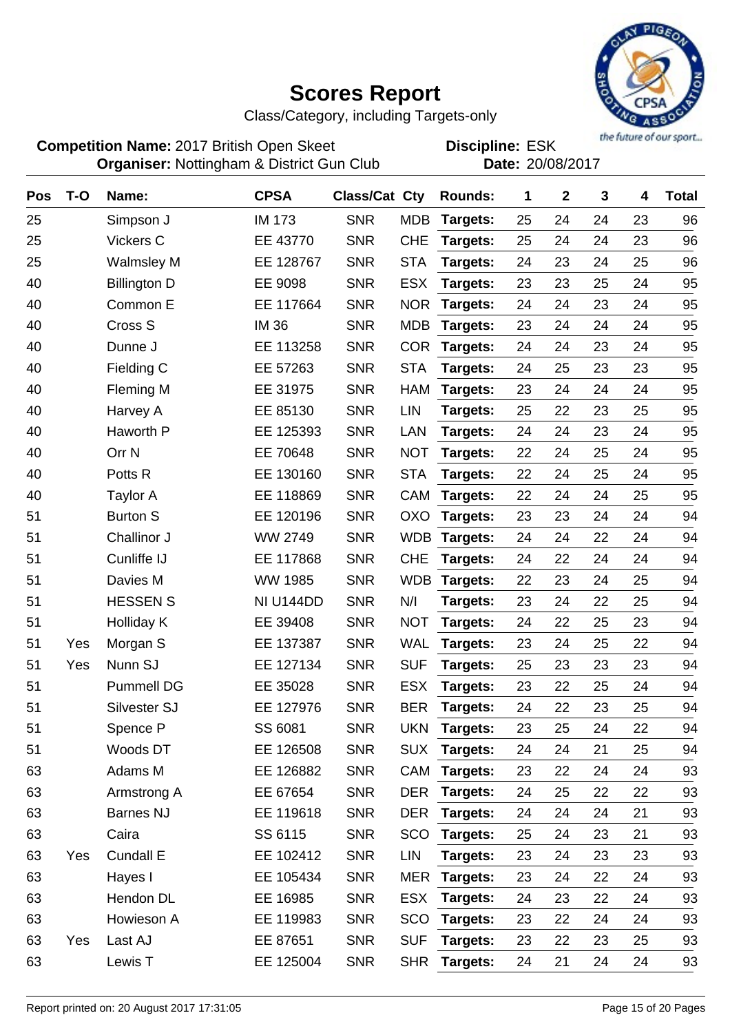# Scores Report

Class/Category, including Targets-only

**Competition Name:** 2017 British Open Skeet
**Organiser:** Nottingham & District Gun Club

**Discipline:** ESK
**Date:** 20/08/2017

| Pos | T-O | Name: | CPSA | Class/Cat | Cty | Rounds: | 1 | 2 | 3 | 4 | Total |
|---|---|---|---|---|---|---|---|---|---|---|---|
| 25 | | Simpson J | IM 173 | SNR | MDB | Targets: | 25 | 24 | 24 | 23 | 96 |
| 25 | | Vickers C | EE 43770 | SNR | CHE | Targets: | 25 | 24 | 24 | 23 | 96 |
| 25 | | Walmsley M | EE 128767 | SNR | STA | Targets: | 24 | 23 | 24 | 25 | 96 |
| 40 | | Billington D | EE 9098 | SNR | ESX | Targets: | 23 | 23 | 25 | 24 | 95 |
| 40 | | Common E | EE 117664 | SNR | NOR | Targets: | 24 | 24 | 23 | 24 | 95 |
| 40 | | Cross S | IM 36 | SNR | MDB | Targets: | 23 | 24 | 24 | 24 | 95 |
| 40 | | Dunne J | EE 113258 | SNR | COR | Targets: | 24 | 24 | 23 | 24 | 95 |
| 40 | | Fielding C | EE 57263 | SNR | STA | Targets: | 24 | 25 | 23 | 23 | 95 |
| 40 | | Fleming M | EE 31975 | SNR | HAM | Targets: | 23 | 24 | 24 | 24 | 95 |
| 40 | | Harvey A | EE 85130 | SNR | LIN | Targets: | 25 | 22 | 23 | 25 | 95 |
| 40 | | Haworth P | EE 125393 | SNR | LAN | Targets: | 24 | 24 | 23 | 24 | 95 |
| 40 | | Orr N | EE 70648 | SNR | NOT | Targets: | 22 | 24 | 25 | 24 | 95 |
| 40 | | Potts R | EE 130160 | SNR | STA | Targets: | 22 | 24 | 25 | 24 | 95 |
| 40 | | Taylor A | EE 118869 | SNR | CAM | Targets: | 22 | 24 | 24 | 25 | 95 |
| 51 | | Burton S | EE 120196 | SNR | OXO | Targets: | 23 | 23 | 24 | 24 | 94 |
| 51 | | Challinor J | WW 2749 | SNR | WDB | Targets: | 24 | 24 | 22 | 24 | 94 |
| 51 | | Cunliffe IJ | EE 117868 | SNR | CHE | Targets: | 24 | 22 | 24 | 24 | 94 |
| 51 | | Davies M | WW 1985 | SNR | WDB | Targets: | 22 | 23 | 24 | 25 | 94 |
| 51 | | HESSEN S | NI U144DD | SNR | N/I | Targets: | 23 | 24 | 22 | 25 | 94 |
| 51 | | Holliday K | EE 39408 | SNR | NOT | Targets: | 24 | 22 | 25 | 23 | 94 |
| 51 | Yes | Morgan S | EE 137387 | SNR | WAL | Targets: | 23 | 24 | 25 | 22 | 94 |
| 51 | Yes | Nunn SJ | EE 127134 | SNR | SUF | Targets: | 25 | 23 | 23 | 23 | 94 |
| 51 | | Pummell DG | EE 35028 | SNR | ESX | Targets: | 23 | 22 | 25 | 24 | 94 |
| 51 | | Silvester SJ | EE 127976 | SNR | BER | Targets: | 24 | 22 | 23 | 25 | 94 |
| 51 | | Spence P | SS 6081 | SNR | UKN | Targets: | 23 | 25 | 24 | 22 | 94 |
| 51 | | Woods DT | EE 126508 | SNR | SUX | Targets: | 24 | 24 | 21 | 25 | 94 |
| 63 | | Adams M | EE 126882 | SNR | CAM | Targets: | 23 | 22 | 24 | 24 | 93 |
| 63 | | Armstrong A | EE 67654 | SNR | DER | Targets: | 24 | 25 | 22 | 22 | 93 |
| 63 | | Barnes NJ | EE 119618 | SNR | DER | Targets: | 24 | 24 | 24 | 21 | 93 |
| 63 | | Caira | SS 6115 | SNR | SCO | Targets: | 25 | 24 | 23 | 21 | 93 |
| 63 | Yes | Cundall E | EE 102412 | SNR | LIN | Targets: | 23 | 24 | 23 | 23 | 93 |
| 63 | | Hayes I | EE 105434 | SNR | MER | Targets: | 23 | 24 | 22 | 24 | 93 |
| 63 | | Hendon DL | EE 16985 | SNR | ESX | Targets: | 24 | 23 | 22 | 24 | 93 |
| 63 | | Howieson A | EE 119983 | SNR | SCO | Targets: | 23 | 22 | 24 | 24 | 93 |
| 63 | Yes | Last AJ | EE 87651 | SNR | SUF | Targets: | 23 | 22 | 23 | 25 | 93 |
| 63 | | Lewis T | EE 125004 | SNR | SHR | Targets: | 24 | 21 | 24 | 24 | 93 |

Report printed on: 20 August 2017 17:31:05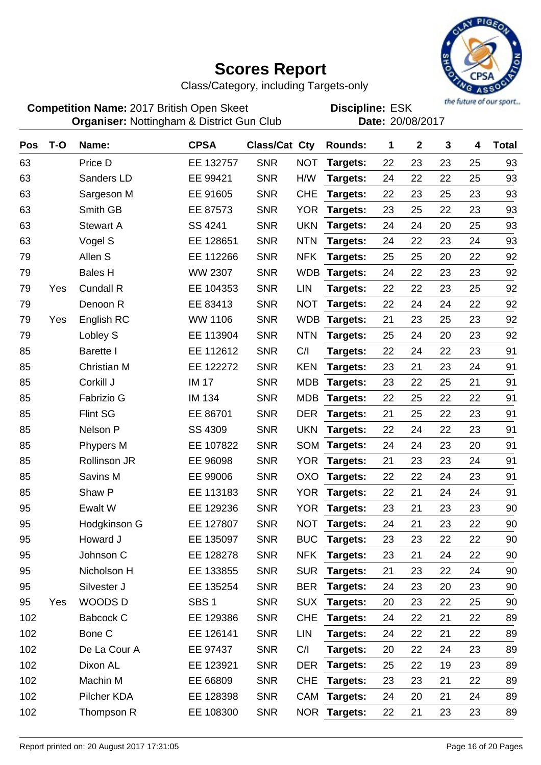# Scores Report

Class/Category, including Targets-only

**Competition Name:** 2017 British Open Skeet
**Organiser:** Nottingham & District Gun Club

**Discipline:** ESK
**Date:** 20/08/2017

| Pos | T-O | Name: | CPSA | Class/Cat | Cty | Rounds: | 1 | 2 | 3 | 4 | Total |
|---|---|---|---|---|---|---|---|---|---|---|---|
| 63 | | Price D | EE 132757 | SNR | NOT | Targets: | 22 | 23 | 23 | 25 | 93 |
| 63 | | Sanders LD | EE 99421 | SNR | H/W | Targets: | 24 | 22 | 22 | 25 | 93 |
| 63 | | Sargeson M | EE 91605 | SNR | CHE | Targets: | 22 | 23 | 25 | 23 | 93 |
| 63 | | Smith GB | EE 87573 | SNR | YOR | Targets: | 23 | 25 | 22 | 23 | 93 |
| 63 | | Stewart A | SS 4241 | SNR | UKN | Targets: | 24 | 24 | 20 | 25 | 93 |
| 63 | | Vogel S | EE 128651 | SNR | NTN | Targets: | 24 | 22 | 23 | 24 | 93 |
| 79 | | Allen S | EE 112266 | SNR | NFK | Targets: | 25 | 25 | 20 | 22 | 92 |
| 79 | | Bales H | WW 2307 | SNR | WDB | Targets: | 24 | 22 | 23 | 23 | 92 |
| 79 | Yes | Cundall R | EE 104353 | SNR | LIN | Targets: | 22 | 22 | 23 | 25 | 92 |
| 79 | | Denoon R | EE 83413 | SNR | NOT | Targets: | 22 | 24 | 24 | 22 | 92 |
| 79 | Yes | English RC | WW 1106 | SNR | WDB | Targets: | 21 | 23 | 25 | 23 | 92 |
| 79 | | Lobley S | EE 113904 | SNR | NTN | Targets: | 25 | 24 | 20 | 23 | 92 |
| 85 | | Barette I | EE 112612 | SNR | C/I | Targets: | 22 | 24 | 22 | 23 | 91 |
| 85 | | Christian M | EE 122272 | SNR | KEN | Targets: | 23 | 21 | 23 | 24 | 91 |
| 85 | | Corkill J | IM 17 | SNR | MDB | Targets: | 23 | 22 | 25 | 21 | 91 |
| 85 | | Fabrizio G | IM 134 | SNR | MDB | Targets: | 22 | 25 | 22 | 22 | 91 |
| 85 | | Flint SG | EE 86701 | SNR | DER | Targets: | 21 | 25 | 22 | 23 | 91 |
| 85 | | Nelson P | SS 4309 | SNR | UKN | Targets: | 22 | 24 | 22 | 23 | 91 |
| 85 | | Phypers M | EE 107822 | SNR | SOM | Targets: | 24 | 24 | 23 | 20 | 91 |
| 85 | | Rollinson JR | EE 96098 | SNR | YOR | Targets: | 21 | 23 | 23 | 24 | 91 |
| 85 | | Savins M | EE 99006 | SNR | OXO | Targets: | 22 | 22 | 24 | 23 | 91 |
| 85 | | Shaw P | EE 113183 | SNR | YOR | Targets: | 22 | 21 | 24 | 24 | 91 |
| 95 | | Ewalt W | EE 129236 | SNR | YOR | Targets: | 23 | 21 | 23 | 23 | 90 |
| 95 | | Hodgkinson G | EE 127807 | SNR | NOT | Targets: | 24 | 21 | 23 | 22 | 90 |
| 95 | | Howard J | EE 135097 | SNR | BUC | Targets: | 23 | 23 | 22 | 22 | 90 |
| 95 | | Johnson C | EE 128278 | SNR | NFK | Targets: | 23 | 21 | 24 | 22 | 90 |
| 95 | | Nicholson H | EE 133855 | SNR | SUR | Targets: | 21 | 23 | 22 | 24 | 90 |
| 95 | | Silvester J | EE 135254 | SNR | BER | Targets: | 24 | 23 | 20 | 23 | 90 |
| 95 | Yes | WOODS D | SBS 1 | SNR | SUX | Targets: | 20 | 23 | 22 | 25 | 90 |
| 102 | | Babcock C | EE 129386 | SNR | CHE | Targets: | 24 | 22 | 21 | 22 | 89 |
| 102 | | Bone C | EE 126141 | SNR | LIN | Targets: | 24 | 22 | 21 | 22 | 89 |
| 102 | | De La Cour A | EE 97437 | SNR | C/I | Targets: | 20 | 22 | 24 | 23 | 89 |
| 102 | | Dixon AL | EE 123921 | SNR | DER | Targets: | 25 | 22 | 19 | 23 | 89 |
| 102 | | Machin M | EE 66809 | SNR | CHE | Targets: | 23 | 23 | 21 | 22 | 89 |
| 102 | | Pilcher KDA | EE 128398 | SNR | CAM | Targets: | 24 | 20 | 21 | 24 | 89 |
| 102 | | Thompson R | EE 108300 | SNR | NOR | Targets: | 22 | 21 | 23 | 23 | 89 |

Report printed on: 20 August 2017 17:31:05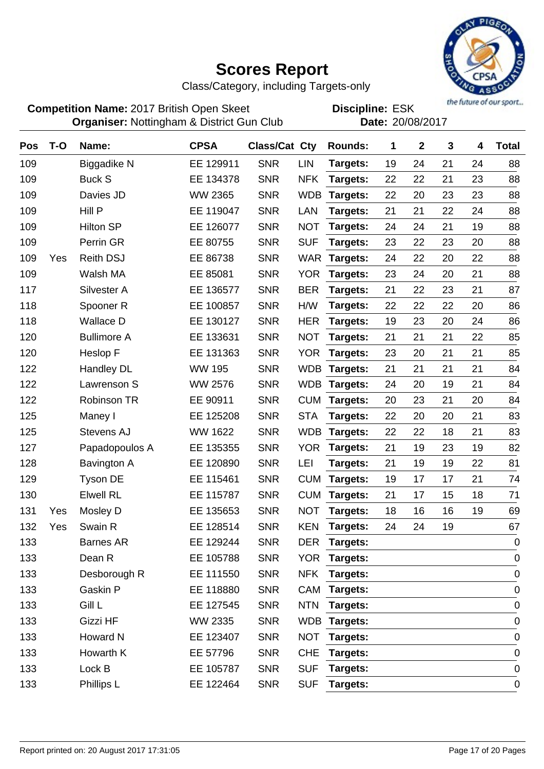# Scores Report

Class/Category, including Targets-only

**Competition Name:** 2017 British Open Skeet
**Organiser:** Nottingham & District Gun Club

**Discipline:** ESK
**Date:** 20/08/2017

| Pos | T-O | Name: | CPSA | Class/Cat | Cty | Rounds: | 1 | 2 | 3 | 4 | Total |
|---|---|---|---|---|---|---|---|---|---|---|---|
| 109 | | Biggadike N | EE 129911 | SNR | LIN | Targets: | 19 | 24 | 21 | 24 | 88 |
| 109 | | Buck S | EE 134378 | SNR | NFK | Targets: | 22 | 22 | 21 | 23 | 88 |
| 109 | | Davies JD | WW 2365 | SNR | WDB | Targets: | 22 | 20 | 23 | 23 | 88 |
| 109 | | Hill P | EE 119047 | SNR | LAN | Targets: | 21 | 21 | 22 | 24 | 88 |
| 109 | | Hilton SP | EE 126077 | SNR | NOT | Targets: | 24 | 24 | 21 | 19 | 88 |
| 109 | | Perrin GR | EE 80755 | SNR | SUF | Targets: | 23 | 22 | 23 | 20 | 88 |
| 109 | Yes | Reith DSJ | EE 86738 | SNR | WAR | Targets: | 24 | 22 | 20 | 22 | 88 |
| 109 | | Walsh MA | EE 85081 | SNR | YOR | Targets: | 23 | 24 | 20 | 21 | 88 |
| 117 | | Silvester A | EE 136577 | SNR | BER | Targets: | 21 | 22 | 23 | 21 | 87 |
| 118 | | Spooner R | EE 100857 | SNR | H/W | Targets: | 22 | 22 | 22 | 20 | 86 |
| 118 | | Wallace D | EE 130127 | SNR | HER | Targets: | 19 | 23 | 20 | 24 | 86 |
| 120 | | Bullimore A | EE 133631 | SNR | NOT | Targets: | 21 | 21 | 21 | 22 | 85 |
| 120 | | Heslop F | EE 131363 | SNR | YOR | Targets: | 23 | 20 | 21 | 21 | 85 |
| 122 | | Handley DL | WW 195 | SNR | WDB | Targets: | 21 | 21 | 21 | 21 | 84 |
| 122 | | Lawrenson S | WW 2576 | SNR | WDB | Targets: | 24 | 20 | 19 | 21 | 84 |
| 122 | | Robinson TR | EE 90911 | SNR | CUM | Targets: | 20 | 23 | 21 | 20 | 84 |
| 125 | | Maney I | EE 125208 | SNR | STA | Targets: | 22 | 20 | 20 | 21 | 83 |
| 125 | | Stevens AJ | WW 1622 | SNR | WDB | Targets: | 22 | 22 | 18 | 21 | 83 |
| 127 | | Papadopoulos A | EE 135355 | SNR | YOR | Targets: | 21 | 19 | 23 | 19 | 82 |
| 128 | | Bavington A | EE 120890 | SNR | LEI | Targets: | 21 | 19 | 19 | 22 | 81 |
| 129 | | Tyson DE | EE 115461 | SNR | CUM | Targets: | 19 | 17 | 17 | 21 | 74 |
| 130 | | Elwell RL | EE 115787 | SNR | CUM | Targets: | 21 | 17 | 15 | 18 | 71 |
| 131 | Yes | Mosley D | EE 135653 | SNR | NOT | Targets: | 18 | 16 | 16 | 19 | 69 |
| 132 | Yes | Swain R | EE 128514 | SNR | KEN | Targets: | 24 | 24 | 19 | | 67 |
| 133 | | Barnes AR | EE 129244 | SNR | DER | Targets: | | | | | 0 |
| 133 | | Dean R | EE 105788 | SNR | YOR | Targets: | | | | | 0 |
| 133 | | Desborough R | EE 111550 | SNR | NFK | Targets: | | | | | 0 |
| 133 | | Gaskin P | EE 118880 | SNR | CAM | Targets: | | | | | 0 |
| 133 | | Gill L | EE 127545 | SNR | NTN | Targets: | | | | | 0 |
| 133 | | Gizzi HF | WW 2335 | SNR | WDB | Targets: | | | | | 0 |
| 133 | | Howard N | EE 123407 | SNR | NOT | Targets: | | | | | 0 |
| 133 | | Howarth K | EE 57796 | SNR | CHE | Targets: | | | | | 0 |
| 133 | | Lock B | EE 105787 | SNR | SUF | Targets: | | | | | 0 |
| 133 | | Phillips L | EE 122464 | SNR | SUF | Targets: | | | | | 0 |

Report printed on: 20 August 2017 17:31:05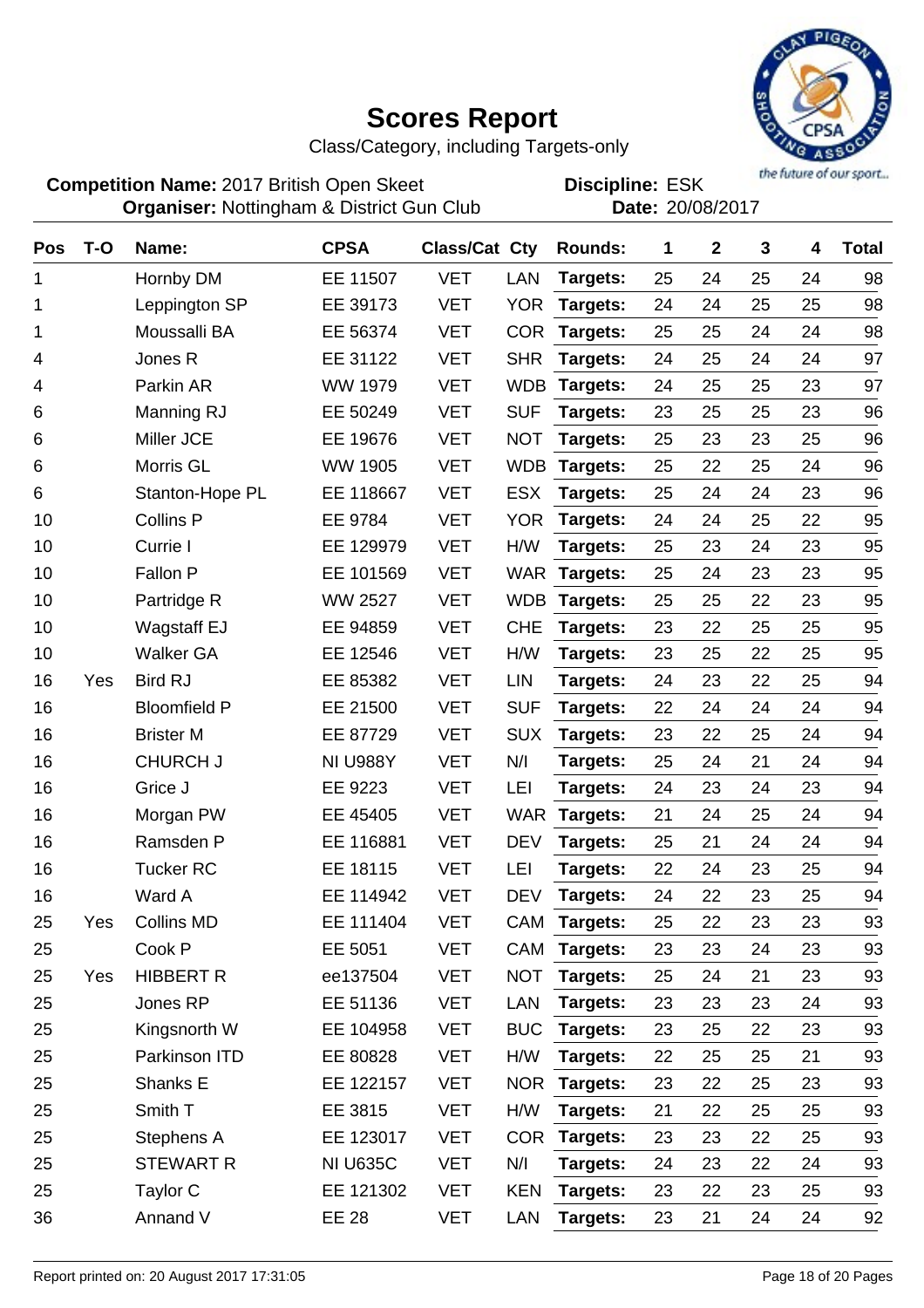# Scores Report

Class/Category, including Targets-only

**Competition Name:** 2017 British Open Skeet
**Organiser:** Nottingham & District Gun Club
**Discipline:** ESK
**Date:** 20/08/2017

| Pos | T-O | Name: | CPSA | Class/Cat | Cty | Rounds: | 1 | 2 | 3 | 4 | Total |
|---|---|---|---|---|---|---|---|---|---|---|---|
| 1 | | Hornby DM | EE 11507 | VET | LAN | **Targets:** | 25 | 24 | 25 | 24 | 98 |
| 1 | | Leppington SP | EE 39173 | VET | YOR | **Targets:** | 24 | 24 | 25 | 25 | 98 |
| 1 | | Moussalli BA | EE 56374 | VET | COR | **Targets:** | 25 | 25 | 24 | 24 | 98 |
| 4 | | Jones R | EE 31122 | VET | SHR | **Targets:** | 24 | 25 | 24 | 24 | 97 |
| 4 | | Parkin AR | WW 1979 | VET | WDB | **Targets:** | 24 | 25 | 25 | 23 | 97 |
| 6 | | Manning RJ | EE 50249 | VET | SUF | **Targets:** | 23 | 25 | 25 | 23 | 96 |
| 6 | | Miller JCE | EE 19676 | VET | NOT | **Targets:** | 25 | 23 | 23 | 25 | 96 |
| 6 | | Morris GL | WW 1905 | VET | WDB | **Targets:** | 25 | 22 | 25 | 24 | 96 |
| 6 | | Stanton-Hope PL | EE 118667 | VET | ESX | **Targets:** | 25 | 24 | 24 | 23 | 96 |
| 10 | | Collins P | EE 9784 | VET | YOR | **Targets:** | 24 | 24 | 25 | 22 | 95 |
| 10 | | Currie I | EE 129979 | VET | H/W | **Targets:** | 25 | 23 | 24 | 23 | 95 |
| 10 | | Fallon P | EE 101569 | VET | WAR | **Targets:** | 25 | 24 | 23 | 23 | 95 |
| 10 | | Partridge R | WW 2527 | VET | WDB | **Targets:** | 25 | 25 | 22 | 23 | 95 |
| 10 | | Wagstaff EJ | EE 94859 | VET | CHE | **Targets:** | 23 | 22 | 25 | 25 | 95 |
| 10 | | Walker GA | EE 12546 | VET | H/W | **Targets:** | 23 | 25 | 22 | 25 | 95 |
| 16 | Yes | Bird RJ | EE 85382 | VET | LIN | **Targets:** | 24 | 23 | 22 | 25 | 94 |
| 16 | | Bloomfield P | EE 21500 | VET | SUF | **Targets:** | 22 | 24 | 24 | 24 | 94 |
| 16 | | Brister M | EE 87729 | VET | SUX | **Targets:** | 23 | 22 | 25 | 24 | 94 |
| 16 | | CHURCH J | NI U988Y | VET | N/I | **Targets:** | 25 | 24 | 21 | 24 | 94 |
| 16 | | Grice J | EE 9223 | VET | LEI | **Targets:** | 24 | 23 | 24 | 23 | 94 |
| 16 | | Morgan PW | EE 45405 | VET | WAR | **Targets:** | 21 | 24 | 25 | 24 | 94 |
| 16 | | Ramsden P | EE 116881 | VET | DEV | **Targets:** | 25 | 21 | 24 | 24 | 94 |
| 16 | | Tucker RC | EE 18115 | VET | LEI | **Targets:** | 22 | 24 | 23 | 25 | 94 |
| 16 | | Ward A | EE 114942 | VET | DEV | **Targets:** | 24 | 22 | 23 | 25 | 94 |
| 25 | Yes | Collins MD | EE 111404 | VET | CAM | **Targets:** | 25 | 22 | 23 | 23 | 93 |
| 25 | | Cook P | EE 5051 | VET | CAM | **Targets:** | 23 | 23 | 24 | 23 | 93 |
| 25 | Yes | HIBBERT R | ee137504 | VET | NOT | **Targets:** | 25 | 24 | 21 | 23 | 93 |
| 25 | | Jones RP | EE 51136 | VET | LAN | **Targets:** | 23 | 23 | 23 | 24 | 93 |
| 25 | | Kingsnorth W | EE 104958 | VET | BUC | **Targets:** | 23 | 25 | 22 | 23 | 93 |
| 25 | | Parkinson ITD | EE 80828 | VET | H/W | **Targets:** | 22 | 25 | 25 | 21 | 93 |
| 25 | | Shanks E | EE 122157 | VET | NOR | **Targets:** | 23 | 22 | 25 | 23 | 93 |
| 25 | | Smith T | EE 3815 | VET | H/W | **Targets:** | 21 | 22 | 25 | 25 | 93 |
| 25 | | Stephens A | EE 123017 | VET | COR | **Targets:** | 23 | 23 | 22 | 25 | 93 |
| 25 | | STEWART R | NI U635C | VET | N/I | **Targets:** | 24 | 23 | 22 | 24 | 93 |
| 25 | | Taylor C | EE 121302 | VET | KEN | **Targets:** | 23 | 22 | 23 | 25 | 93 |
| 36 | | Annand V | EE 28 | VET | LAN | **Targets:** | 23 | 21 | 24 | 24 | 92 |

Report printed on: 20 August 2017 17:31:05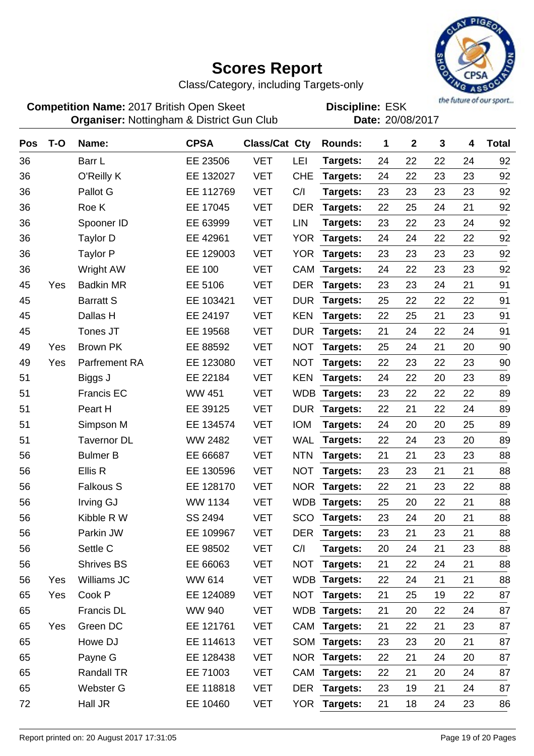# Scores Report

Class/Category, including Targets-only

**Competition Name:** 2017 British Open Skeet
**Organiser:** Nottingham & District Gun Club

**Discipline:** ESK
**Date:** 20/08/2017

| Pos | T-O | Name: | CPSA | Class/Cat | Cty | Rounds: | 1 | 2 | 3 | 4 | Total |
|---|---|---|---|---|---|---|---|---|---|---|---|
| 36 | | Barr L | EE 23506 | VET | LEI | Targets: | 24 | 22 | 22 | 24 | 92 |
| 36 | | O'Reilly K | EE 132027 | VET | CHE | Targets: | 24 | 22 | 23 | 23 | 92 |
| 36 | | Pallot G | EE 112769 | VET | C/I | Targets: | 23 | 23 | 23 | 23 | 92 |
| 36 | | Roe K | EE 17045 | VET | DER | Targets: | 22 | 25 | 24 | 21 | 92 |
| 36 | | Spooner ID | EE 63999 | VET | LIN | Targets: | 23 | 22 | 23 | 24 | 92 |
| 36 | | Taylor D | EE 42961 | VET | YOR | Targets: | 24 | 24 | 22 | 22 | 92 |
| 36 | | Taylor P | EE 129003 | VET | YOR | Targets: | 23 | 23 | 23 | 23 | 92 |
| 36 | | Wright AW | EE 100 | VET | CAM | Targets: | 24 | 22 | 23 | 23 | 92 |
| 45 | Yes | Badkin MR | EE 5106 | VET | DER | Targets: | 23 | 23 | 24 | 21 | 91 |
| 45 | | Barratt S | EE 103421 | VET | DUR | Targets: | 25 | 22 | 22 | 22 | 91 |
| 45 | | Dallas H | EE 24197 | VET | KEN | Targets: | 22 | 25 | 21 | 23 | 91 |
| 45 | | Tones JT | EE 19568 | VET | DUR | Targets: | 21 | 24 | 22 | 24 | 91 |
| 49 | Yes | Brown PK | EE 88592 | VET | NOT | Targets: | 25 | 24 | 21 | 20 | 90 |
| 49 | Yes | Parfrement RA | EE 123080 | VET | NOT | Targets: | 22 | 23 | 22 | 23 | 90 |
| 51 | | Biggs J | EE 22184 | VET | KEN | Targets: | 24 | 22 | 20 | 23 | 89 |
| 51 | | Francis EC | WW 451 | VET | WDB | Targets: | 23 | 22 | 22 | 22 | 89 |
| 51 | | Peart H | EE 39125 | VET | DUR | Targets: | 22 | 21 | 22 | 24 | 89 |
| 51 | | Simpson M | EE 134574 | VET | IOM | Targets: | 24 | 20 | 20 | 25 | 89 |
| 51 | | Tavernor DL | WW 2482 | VET | WAL | Targets: | 22 | 24 | 23 | 20 | 89 |
| 56 | | Bulmer B | EE 66687 | VET | NTN | Targets: | 21 | 21 | 23 | 23 | 88 |
| 56 | | Ellis R | EE 130596 | VET | NOT | Targets: | 23 | 23 | 21 | 21 | 88 |
| 56 | | Falkous S | EE 128170 | VET | NOR | Targets: | 22 | 21 | 23 | 22 | 88 |
| 56 | | Irving GJ | WW 1134 | VET | WDB | Targets: | 25 | 20 | 22 | 21 | 88 |
| 56 | | Kibble R W | SS 2494 | VET | SCO | Targets: | 23 | 24 | 20 | 21 | 88 |
| 56 | | Parkin JW | EE 109967 | VET | DER | Targets: | 23 | 21 | 23 | 21 | 88 |
| 56 | | Settle C | EE 98502 | VET | C/I | Targets: | 20 | 24 | 21 | 23 | 88 |
| 56 | | Shrives BS | EE 66063 | VET | NOT | Targets: | 21 | 22 | 24 | 21 | 88 |
| 56 | Yes | Williams JC | WW 614 | VET | WDB | Targets: | 22 | 24 | 21 | 21 | 88 |
| 65 | Yes | Cook P | EE 124089 | VET | NOT | Targets: | 21 | 25 | 19 | 22 | 87 |
| 65 | | Francis DL | WW 940 | VET | WDB | Targets: | 21 | 20 | 22 | 24 | 87 |
| 65 | Yes | Green DC | EE 121761 | VET | CAM | Targets: | 21 | 22 | 21 | 23 | 87 |
| 65 | | Howe DJ | EE 114613 | VET | SOM | Targets: | 23 | 23 | 20 | 21 | 87 |
| 65 | | Payne G | EE 128438 | VET | NOR | Targets: | 22 | 21 | 24 | 20 | 87 |
| 65 | | Randall TR | EE 71003 | VET | CAM | Targets: | 22 | 21 | 20 | 24 | 87 |
| 65 | | Webster G | EE 118818 | VET | DER | Targets: | 23 | 19 | 21 | 24 | 87 |
| 72 | | Hall JR | EE 10460 | VET | YOR | Targets: | 21 | 18 | 24 | 23 | 86 |

Report printed on: 20 August 2017 17:31:05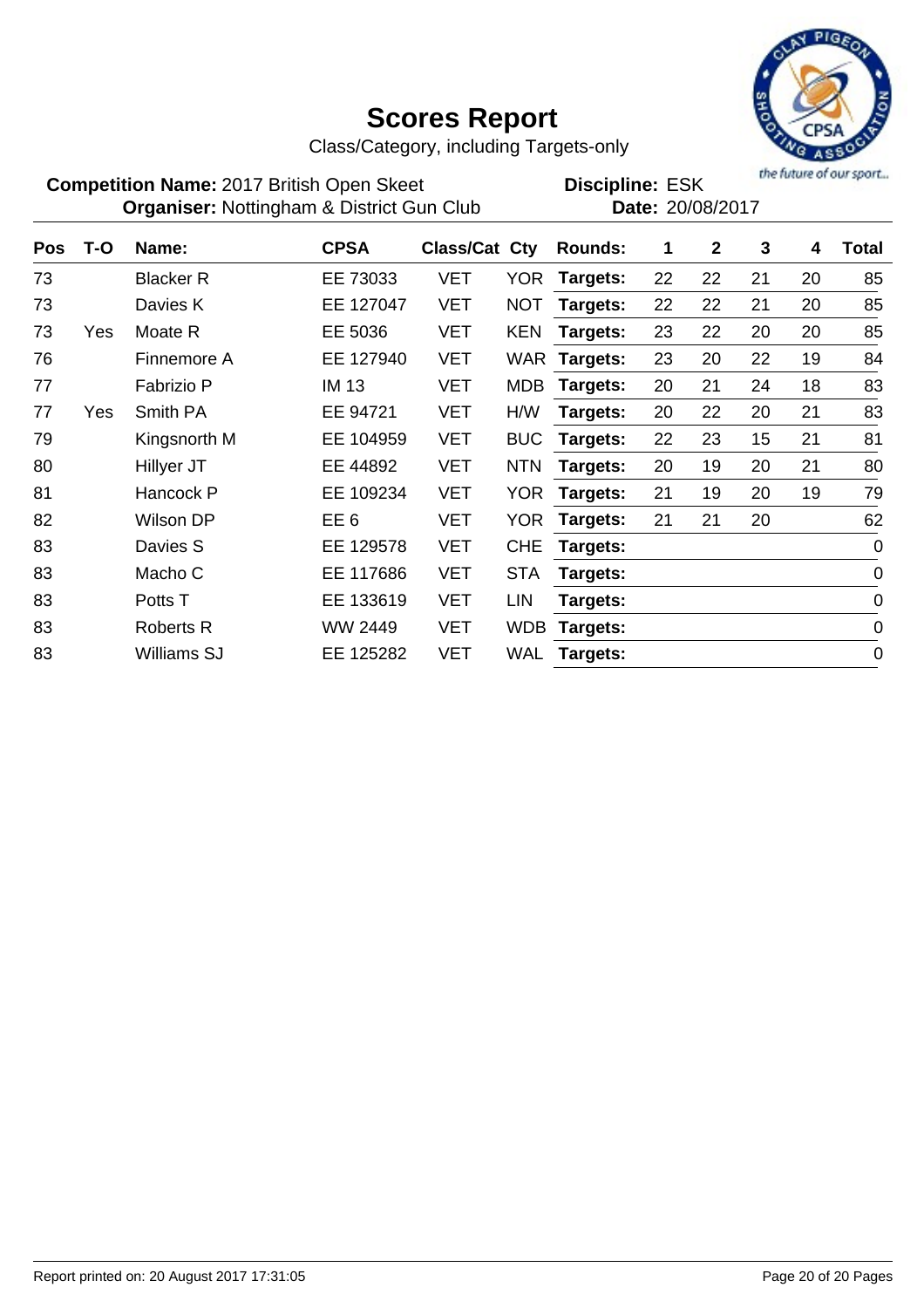# Scores Report

Class/Category, including Targets-only

**Competition Name:** 2017 British Open Skeet **Discipline:** ESK
**Organiser:** Nottingham & District Gun Club **Date:** 20/08/2017

| Pos | T-O | Name: | CPSA | Class/Cat | Cty | Rounds: | 1 | 2 | 3 | 4 | Total |
|---|---|---|---|---|---|---|---|---|---|---|---|
| 73 | | Blacker R | EE 73033 | VET | YOR | Targets: | 22 | 22 | 21 | 20 | 85 |
| 73 | | Davies K | EE 127047 | VET | NOT | Targets: | 22 | 22 | 21 | 20 | 85 |
| 73 | Yes | Moate R | EE 5036 | VET | KEN | Targets: | 23 | 22 | 20 | 20 | 85 |
| 76 | | Finnemore A | EE 127940 | VET | WAR | Targets: | 23 | 20 | 22 | 19 | 84 |
| 77 | | Fabrizio P | IM 13 | VET | MDB | Targets: | 20 | 21 | 24 | 18 | 83 |
| 77 | Yes | Smith PA | EE 94721 | VET | H/W | Targets: | 20 | 22 | 20 | 21 | 83 |
| 79 | | Kingsnorth M | EE 104959 | VET | BUC | Targets: | 22 | 23 | 15 | 21 | 81 |
| 80 | | Hillyer JT | EE 44892 | VET | NTN | Targets: | 20 | 19 | 20 | 21 | 80 |
| 81 | | Hancock P | EE 109234 | VET | YOR | Targets: | 21 | 19 | 20 | 19 | 79 |
| 82 | | Wilson DP | EE 6 | VET | YOR | Targets: | 21 | 21 | 20 | | 62 |
| 83 | | Davies S | EE 129578 | VET | CHE | Targets: | | | | | 0 |
| 83 | | Macho C | EE 117686 | VET | STA | Targets: | | | | | 0 |
| 83 | | Potts T | EE 133619 | VET | LIN | Targets: | | | | | 0 |
| 83 | | Roberts R | WW 2449 | VET | WDB | Targets: | | | | | 0 |
| 83 | | Williams SJ | EE 125282 | VET | WAL | Targets: | | | | | 0 |

Report printed on: 20 August 2017 17:31:05